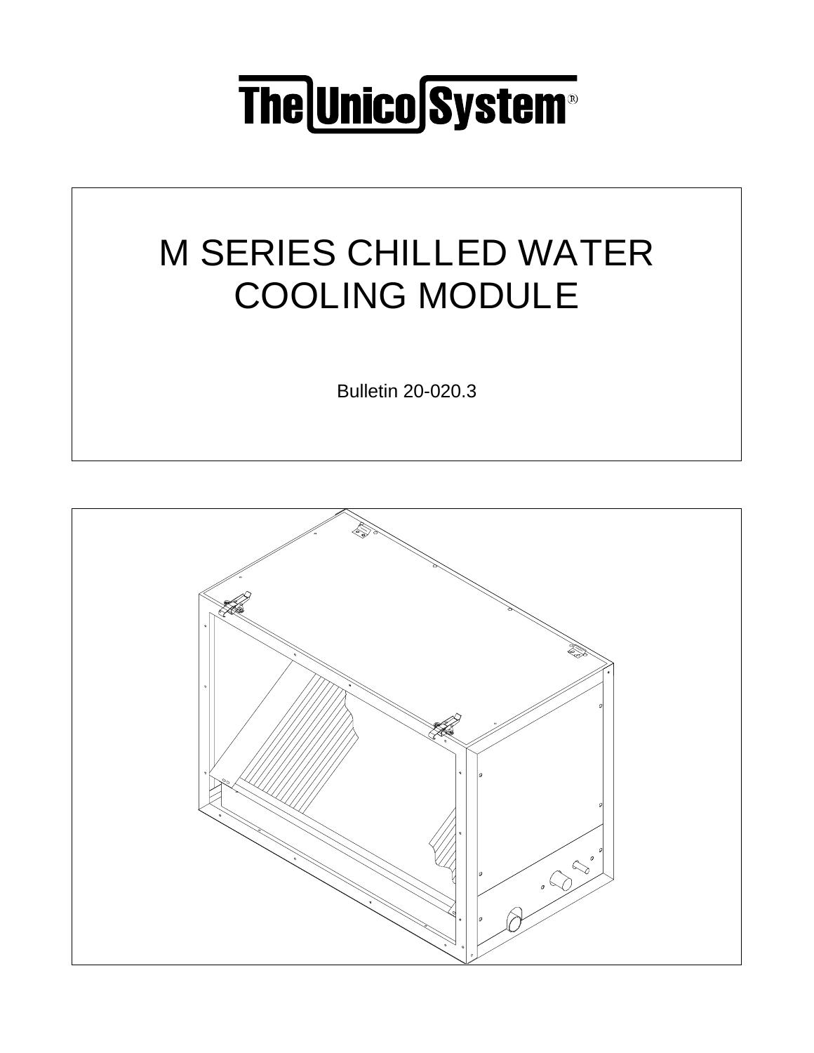# The Unico System®

# M SERIES CHILLED WATER COOLING MODULE

Bulletin 20-020.3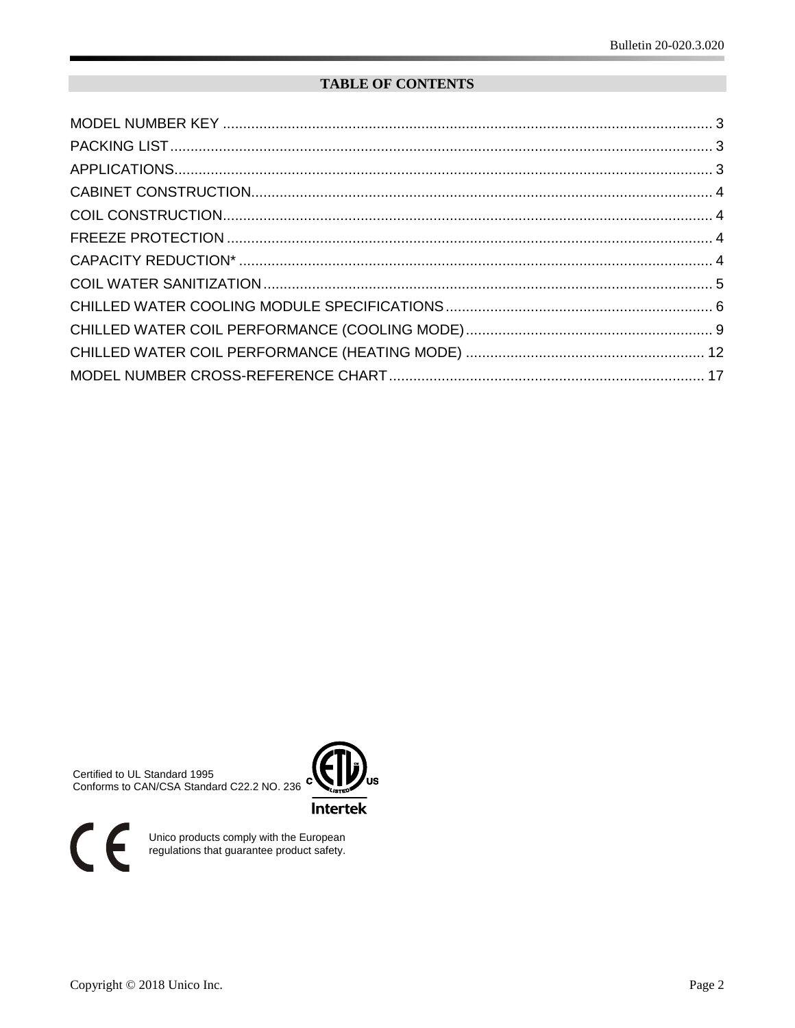## TABLE OF CONTENTS

MODEL NUMBER KEY ........................................................................................................................ 3
PACKING LIST........................................................................................................................................ 3
APPLICATIONS...................................................................................................................................... 3
CABINET CONSTRUCTION.................................................................................................................. 4
COIL CONSTRUCTION.......................................................................................................................... 4
FREEZE PROTECTION ........................................................................................................................ 4
CAPACITY REDUCTION* ..................................................................................................................... 4
COIL WATER SANITIZATION............................................................................................................... 5
CHILLED WATER COOLING MODULE SPECIFICATIONS.................................................................. 6
CHILLED WATER COIL PERFORMANCE (COOLING MODE)............................................................. 9
CHILLED WATER COIL PERFORMANCE (HEATING MODE) ........................................................... 12
MODEL NUMBER CROSS-REFERENCE CHART.............................................................................. 17

Certified to UL Standard 1995
Conforms to CAN/CSA Standard C22.2 NO. 236

Intertek

Unico products comply with the European regulations that guarantee product safety.

Copyright © 2018 Unico Inc.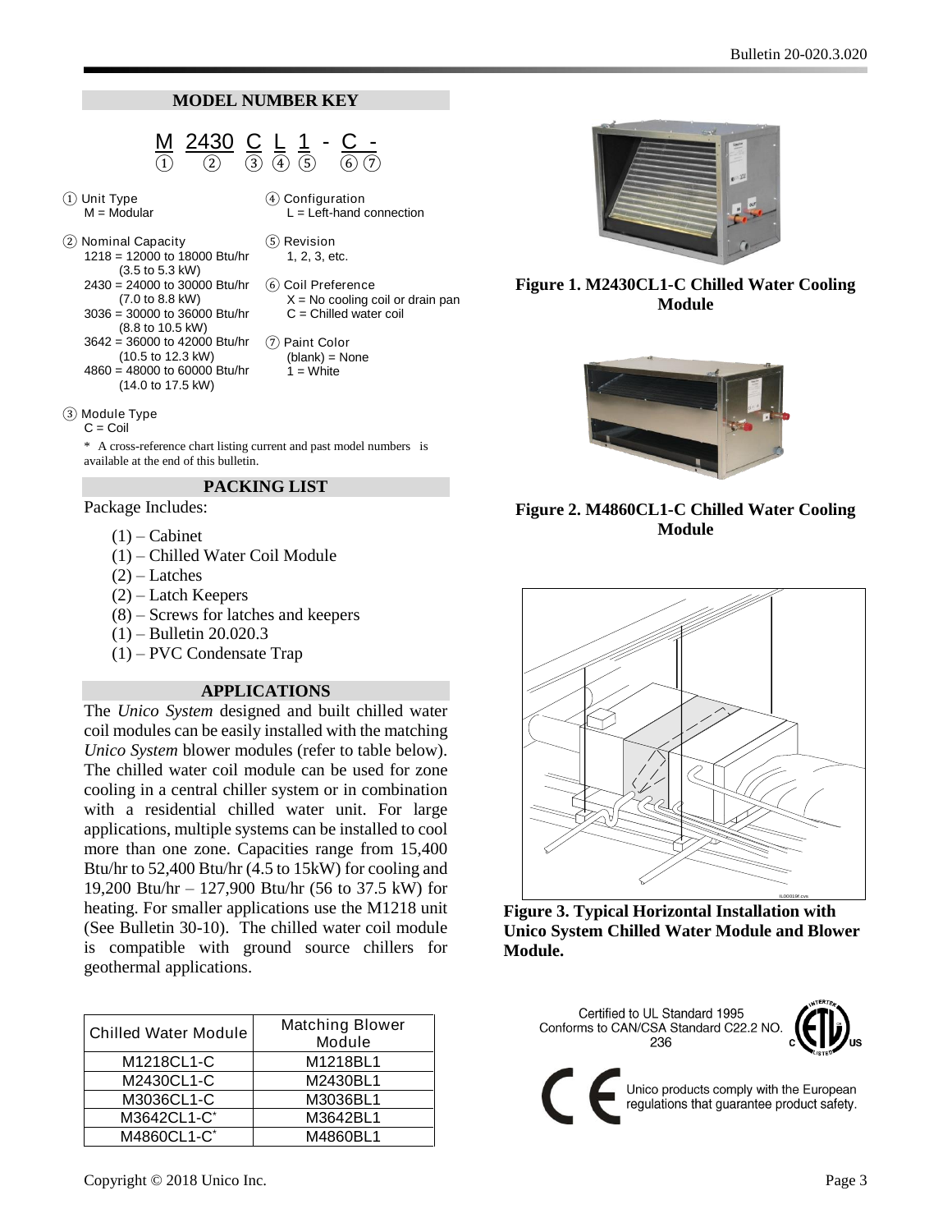## MODEL NUMBER KEY

M 2430 C L 1 - C -
① ② ③ ④ ⑤ ⑥ ⑦

① Unit Type
M = Modular

② Nominal Capacity
1218 = 12000 to 18000 Btu/hr (3.5 to 5.3 kW)
2430 = 24000 to 30000 Btu/hr (7.0 to 8.8 kW)
3036 = 30000 to 36000 Btu/hr (8.8 to 10.5 kW)
3642 = 36000 to 42000 Btu/hr (10.5 to 12.3 kW)
4860 = 48000 to 60000 Btu/hr (14.0 to 17.5 kW)

③ Module Type
C = Coil

④ Configuration
L = Left-hand connection

⑤ Revision
1, 2, 3, etc.

⑥ Coil Preference
X = No cooling coil or drain pan
C = Chilled water coil

⑦ Paint Color
(blank) = None
1 = White

* A cross-reference chart listing current and past model numbers is available at the end of this bulletin.

## PACKING LIST

Package Includes:

- (1) – Cabinet
- (1) – Chilled Water Coil Module
- (2) – Latches
- (2) – Latch Keepers
- (8) – Screws for latches and keepers
- (1) – Bulletin 20.020.3
- (1) – PVC Condensate Trap

## APPLICATIONS

The *Unico System* designed and built chilled water coil modules can be easily installed with the matching *Unico System* blower modules (refer to table below). The chilled water coil module can be used for zone cooling in a central chiller system or in combination with a residential chilled water unit. For large applications, multiple systems can be installed to cool more than one zone. Capacities range from 15,400 Btu/hr to 52,400 Btu/hr (4.5 to 15kW) for cooling and 19,200 Btu/hr – 127,900 Btu/hr (56 to 37.5 kW) for heating. For smaller applications use the M1218 unit (See Bulletin 30-10). The chilled water coil module is compatible with ground source chillers for geothermal applications.

| Chilled Water Module | Matching Blower Module |
|---|---|
| M1218CL1-C | M1218BL1 |
| M2430CL1-C | M2430BL1 |
| M3036CL1-C | M3036BL1 |
| M3642CL1-C* | M3642BL1 |
| M4860CL1-C* | M4860BL1 |

**Figure 1. M2430CL1-C Chilled Water Cooling Module**

**Figure 2. M4860CL1-C Chilled Water Cooling Module**

**Figure 3. Typical Horizontal Installation with Unico System Chilled Water Module and Blower Module.**

Certified to UL Standard 1995
Conforms to CAN/CSA Standard C22.2 NO. 236

Unico products comply with the European regulations that guarantee product safety.

Copyright © 2018 Unico Inc.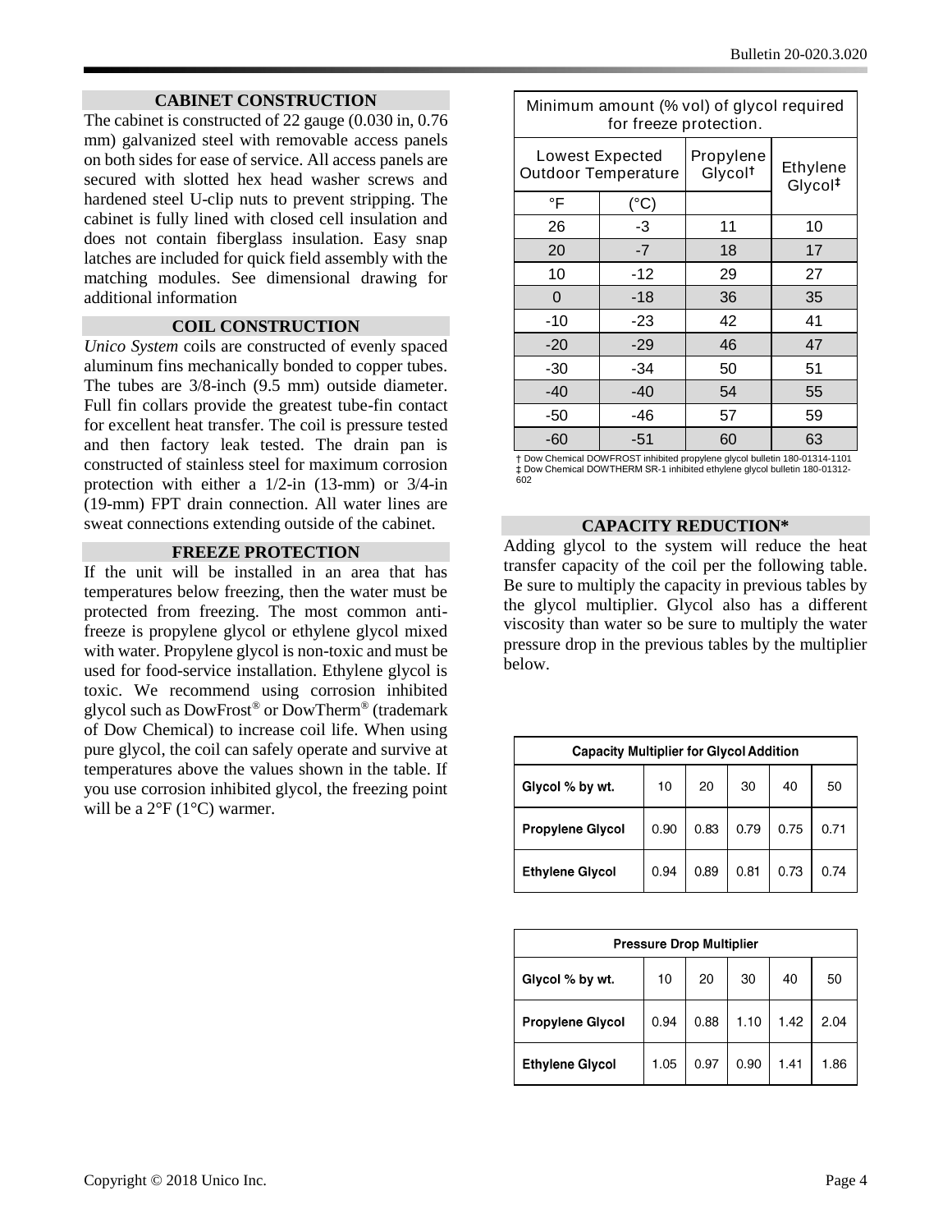## CABINET CONSTRUCTION

The cabinet is constructed of 22 gauge (0.030 in, 0.76 mm) galvanized steel with removable access panels on both sides for ease of service. All access panels are secured with slotted hex head washer screws and hardened steel U-clip nuts to prevent stripping. The cabinet is fully lined with closed cell insulation and does not contain fiberglass insulation. Easy snap latches are included for quick field assembly with the matching modules. See dimensional drawing for additional information

## COIL CONSTRUCTION

*Unico System* coils are constructed of evenly spaced aluminum fins mechanically bonded to copper tubes. The tubes are 3/8-inch (9.5 mm) outside diameter. Full fin collars provide the greatest tube-fin contact for excellent heat transfer. The coil is pressure tested and then factory leak tested. The drain pan is constructed of stainless steel for maximum corrosion protection with either a 1/2-in (13-mm) or 3/4-in (19-mm) FPT drain connection. All water lines are sweat connections extending outside of the cabinet.

## FREEZE PROTECTION

If the unit will be installed in an area that has temperatures below freezing, then the water must be protected from freezing. The most common anti-freeze is propylene glycol or ethylene glycol mixed with water. Propylene glycol is non-toxic and must be used for food-service installation. Ethylene glycol is toxic. We recommend using corrosion inhibited glycol such as DowFrost® or DowTherm® (trademark of Dow Chemical) to increase coil life. When using pure glycol, the coil can safely operate and survive at temperatures above the values shown in the table. If you use corrosion inhibited glycol, the freezing point will be a 2°F (1°C) warmer.

| Minimum amount (% vol) of glycol required for freeze protection. | | | |
|---|---|---|---|
| Lowest Expected Outdoor Temperature | | Propylene Glycol† | Ethylene Glycol‡ |
| °F | (°C) | | |
| 26 | -3 | 11 | 10 |
| 20 | -7 | 18 | 17 |
| 10 | -12 | 29 | 27 |
| 0 | -18 | 36 | 35 |
| -10 | -23 | 42 | 41 |
| -20 | -29 | 46 | 47 |
| -30 | -34 | 50 | 51 |
| -40 | -40 | 54 | 55 |
| -50 | -46 | 57 | 59 |
| -60 | -51 | 60 | 63 |

† Dow Chemical DOWFROST inhibited propylene glycol bulletin 180-01314-1101
‡ Dow Chemical DOWTHERM SR-1 inhibited ethylene glycol bulletin 180-01312-602

## CAPACITY REDUCTION*

Adding glycol to the system will reduce the heat transfer capacity of the coil per the following table. Be sure to multiply the capacity in previous tables by the glycol multiplier. Glycol also has a different viscosity than water so be sure to multiply the water pressure drop in the previous tables by the multiplier below.

| Capacity Multiplier for Glycol Addition | | | | | |
|---|---|---|---|---|---|
| Glycol % by wt. | 10 | 20 | 30 | 40 | 50 |
| Propylene Glycol | 0.90 | 0.83 | 0.79 | 0.75 | 0.71 |
| Ethylene Glycol | 0.94 | 0.89 | 0.81 | 0.73 | 0.74 |

| Pressure Drop Multiplier | | | | | |
|---|---|---|---|---|---|
| Glycol % by wt. | 10 | 20 | 30 | 40 | 50 |
| Propylene Glycol | 0.94 | 0.88 | 1.10 | 1.42 | 2.04 |
| Ethylene Glycol | 1.05 | 0.97 | 0.90 | 1.41 | 1.86 |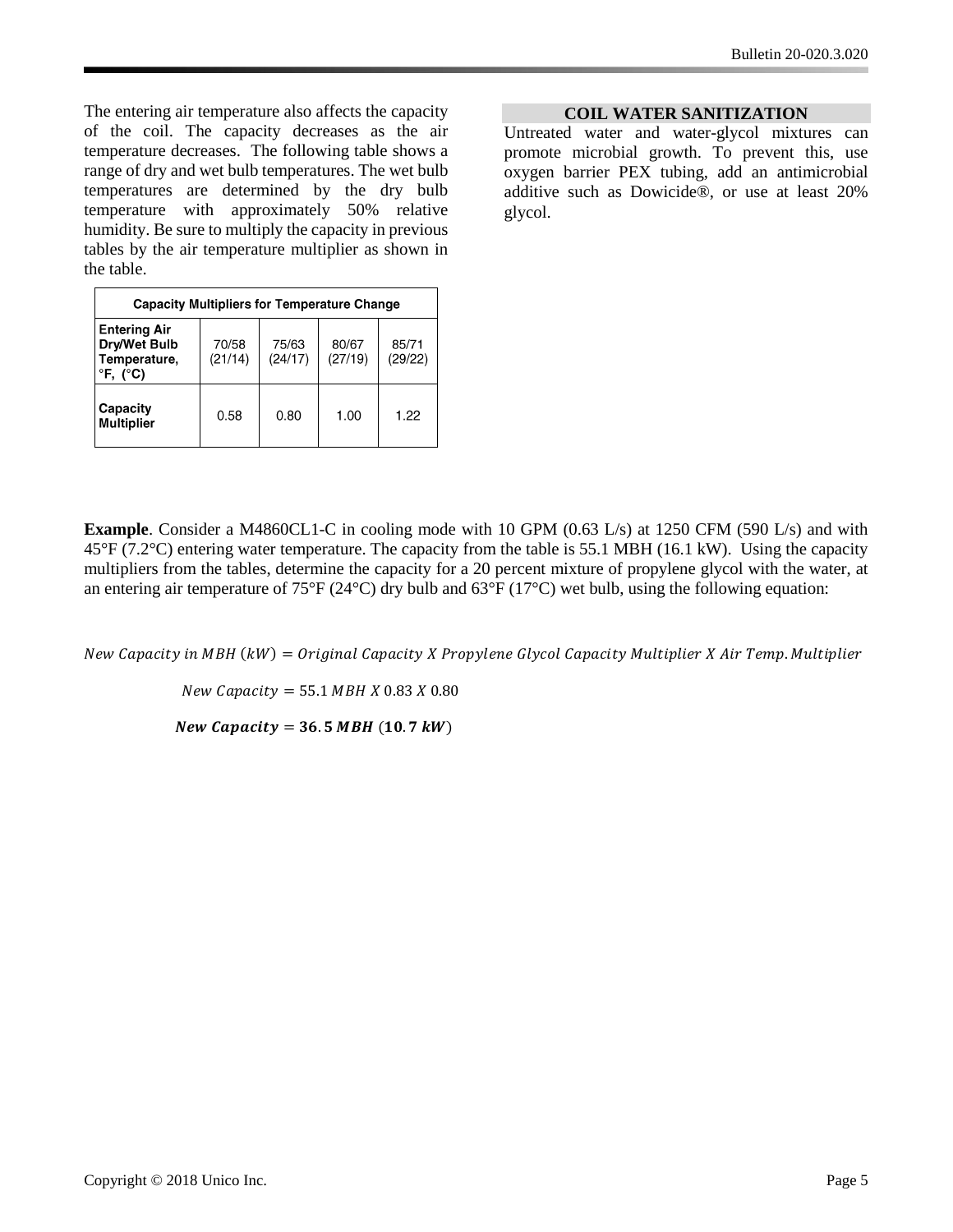The entering air temperature also affects the capacity of the coil. The capacity decreases as the air temperature decreases. The following table shows a range of dry and wet bulb temperatures. The wet bulb temperatures are determined by the dry bulb temperature with approximately 50% relative humidity. Be sure to multiply the capacity in previous tables by the air temperature multiplier as shown in the table.

| Capacity Multipliers for Temperature Change | | | | |
|---|---|---|---|---|
| **Entering Air Dry/Wet Bulb Temperature, °F, (°C)** | 70/58 (21/14) | 75/63 (24/17) | 80/67 (27/19) | 85/71 (29/22) |
| **Capacity Multiplier** | 0.58 | 0.80 | 1.00 | 1.22 |

## COIL WATER SANITIZATION

Untreated water and water-glycol mixtures can promote microbial growth. To prevent this, use oxygen barrier PEX tubing, add an antimicrobial additive such as Dowicide®, or use at least 20% glycol.

**Example**. Consider a M4860CL1-C in cooling mode with 10 GPM (0.63 L/s) at 1250 CFM (590 L/s) and with 45°F (7.2°C) entering water temperature. The capacity from the table is 55.1 MBH (16.1 kW). Using the capacity multipliers from the tables, determine the capacity for a 20 percent mixture of propylene glycol with the water, at an entering air temperature of 75°F (24°C) dry bulb and 63°F (17°C) wet bulb, using the following equation:

$$New\ Capacity\ in\ MBH\ (kW) = Original\ Capacity\ X\ Propylene\ Glycol\ Capacity\ Multiplier\ X\ Air\ Temp.\ Multiplier$$

$$New\ Capacity = 55.1\ MBH\ X\ 0.83\ X\ 0.80$$

$$\boldsymbol{New\ Capacity = 36.5\ MBH\ (10.7\ kW)}$$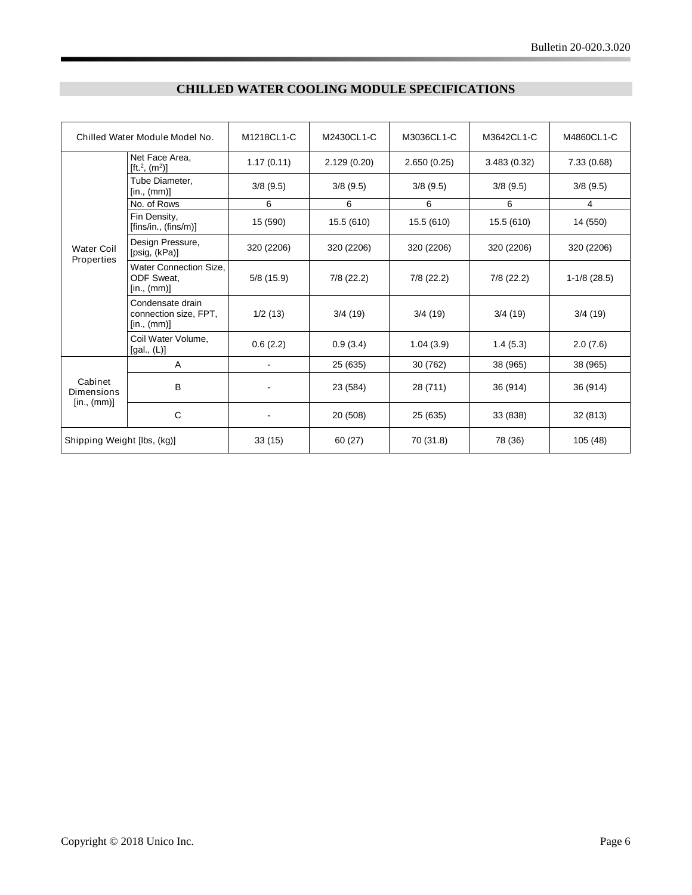## CHILLED WATER COOLING MODULE SPECIFICATIONS

| Chilled Water Module Model No. | | M1218CL1-C | M2430CL1-C | M3036CL1-C | M3642CL1-C | M4860CL1-C |
|---|---|---|---|---|---|---|
| Water Coil Properties | Net Face Area, [ft.$^2$, (m$^2$)] | 1.17 (0.11) | 2.129 (0.20) | 2.650 (0.25) | 3.483 (0.32) | 7.33 (0.68) |
| | Tube Diameter, [in., (mm)] | 3/8 (9.5) | 3/8 (9.5) | 3/8 (9.5) | 3/8 (9.5) | 3/8 (9.5) |
| | No. of Rows | 6 | 6 | 6 | 6 | 4 |
| | Fin Density, [fins/in., (fins/m)] | 15 (590) | 15.5 (610) | 15.5 (610) | 15.5 (610) | 14 (550) |
| | Design Pressure, [psig, (kPa)] | 320 (2206) | 320 (2206) | 320 (2206) | 320 (2206) | 320 (2206) |
| | Water Connection Size, ODF Sweat, [in., (mm)] | 5/8 (15.9) | 7/8 (22.2) | 7/8 (22.2) | 7/8 (22.2) | 1-1/8 (28.5) |
| | Condensate drain connection size, FPT, [in., (mm)] | 1/2 (13) | 3/4 (19) | 3/4 (19) | 3/4 (19) | 3/4 (19) |
| | Coil Water Volume, [gal., (L)] | 0.6 (2.2) | 0.9 (3.4) | 1.04 (3.9) | 1.4 (5.3) | 2.0 (7.6) |
| Cabinet Dimensions [in., (mm)] | A | - | 25 (635) | 30 (762) | 38 (965) | 38 (965) |
| | B | - | 23 (584) | 28 (711) | 36 (914) | 36 (914) |
| | C | - | 20 (508) | 25 (635) | 33 (838) | 32 (813) |
| Shipping Weight [lbs, (kg)] | | 33 (15) | 60 (27) | 70 (31.8) | 78 (36) | 105 (48) |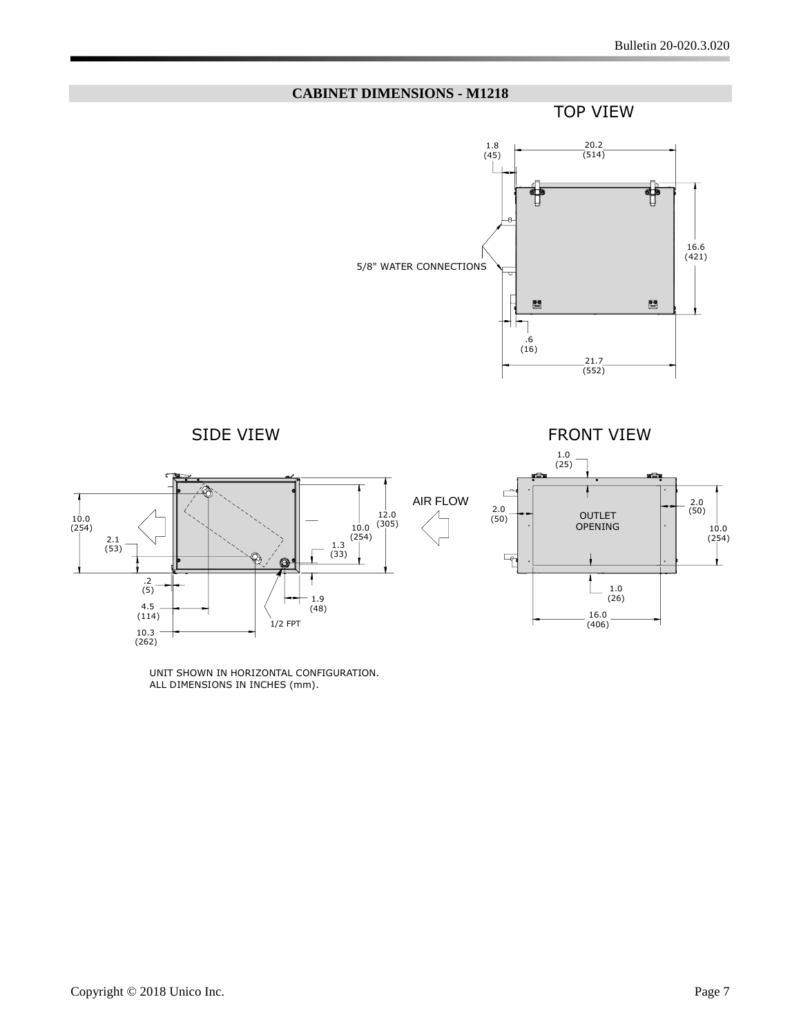## CABINET DIMENSIONS - M1218

TOP VIEW

1.8
(45)

20.2
(514)

16.6
(421)

5/8" WATER CONNECTIONS

.6
(16)

21.7
(552)

SIDE VIEW

10.0
(254)

2.1
(53)

.2
(5)

4.5
(114)

10.3
(262)

12.0
(305)

10.0
(254)

1.3
(33)

1.9
(48)

1/2 FPT

AIR FLOW

FRONT VIEW

1.0
(25)

2.0
(50)

OUTLET
OPENING

2.0
(50)

10.0
(254)

1.0
(26)

16.0
(406)

UNIT SHOWN IN HORIZONTAL CONFIGURATION.
ALL DIMENSIONS IN INCHES (mm).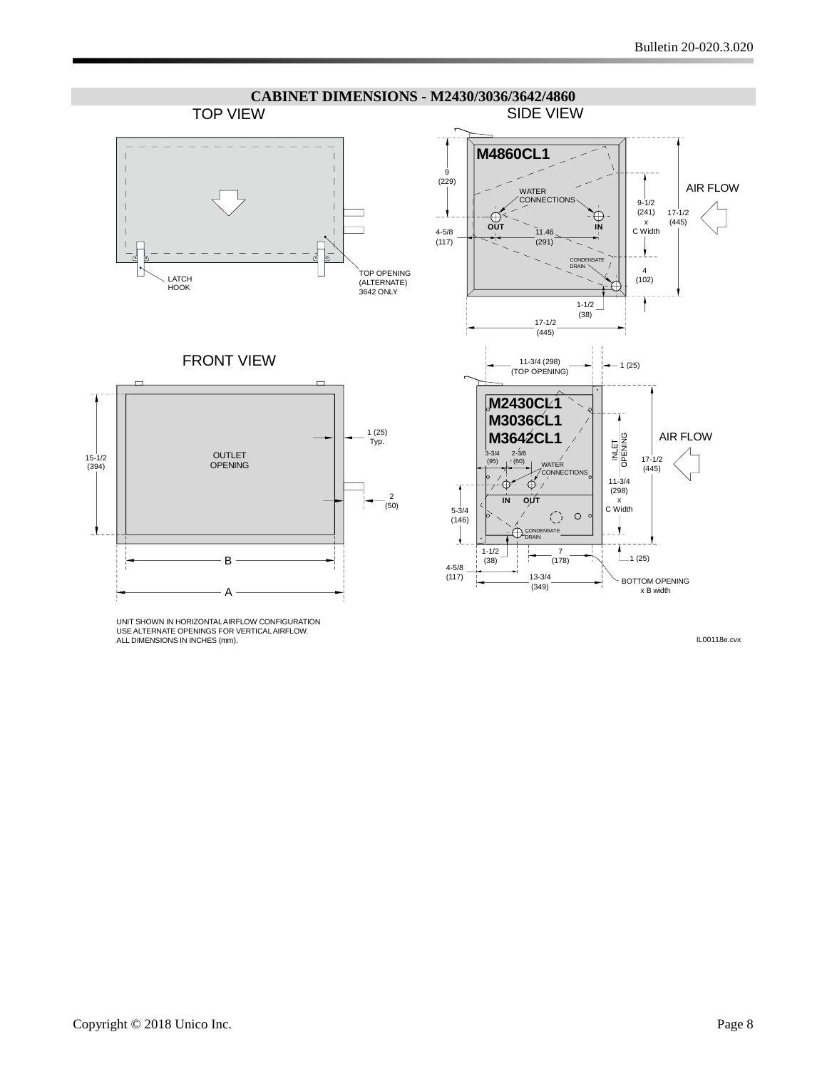## CABINET DIMENSIONS - M2430/3036/3642/4860

TOP VIEW

LATCH HOOK

TOP OPENING (ALTERNATE) 3642 ONLY

SIDE VIEW

M4860CL1

9 (229)

WATER CONNECTIONS

OUT

IN

4-5/8 (117)

11.46 (291)

9-1/2 (241) x C Width

17-1/2 (445)

AIR FLOW

CONDENSATE DRAIN

4 (102)

1-1/2 (38)

17-1/2 (445)

FRONT VIEW

15-1/2 (394)

OUTLET OPENING

1 (25) Typ.

2 (50)

B

A

11-3/4 (298) (TOP OPENING)

1 (25)

M2430CL1
M3036CL1
M3642CL1

3-3/4 (95)

2-3/8 (60)

WATER CONNECTIONS

IN

OUT

INLET OPENING

17-1/2 (445)

AIR FLOW

11-3/4 (298) x C Width

5-3/4 (146)

CONDENSATE DRAIN

1-1/2 (38)

7 (178)

1 (25)

4-5/8 (117)

13-3/4 (349)

BOTTOM OPENING x B width

UNIT SHOWN IN HORIZONTAL AIRFLOW CONFIGURATION
USE ALTERNATE OPENINGS FOR VERTICAL AIRFLOW.
ALL DIMENSIONS IN INCHES (mm).

IL00118e.cvx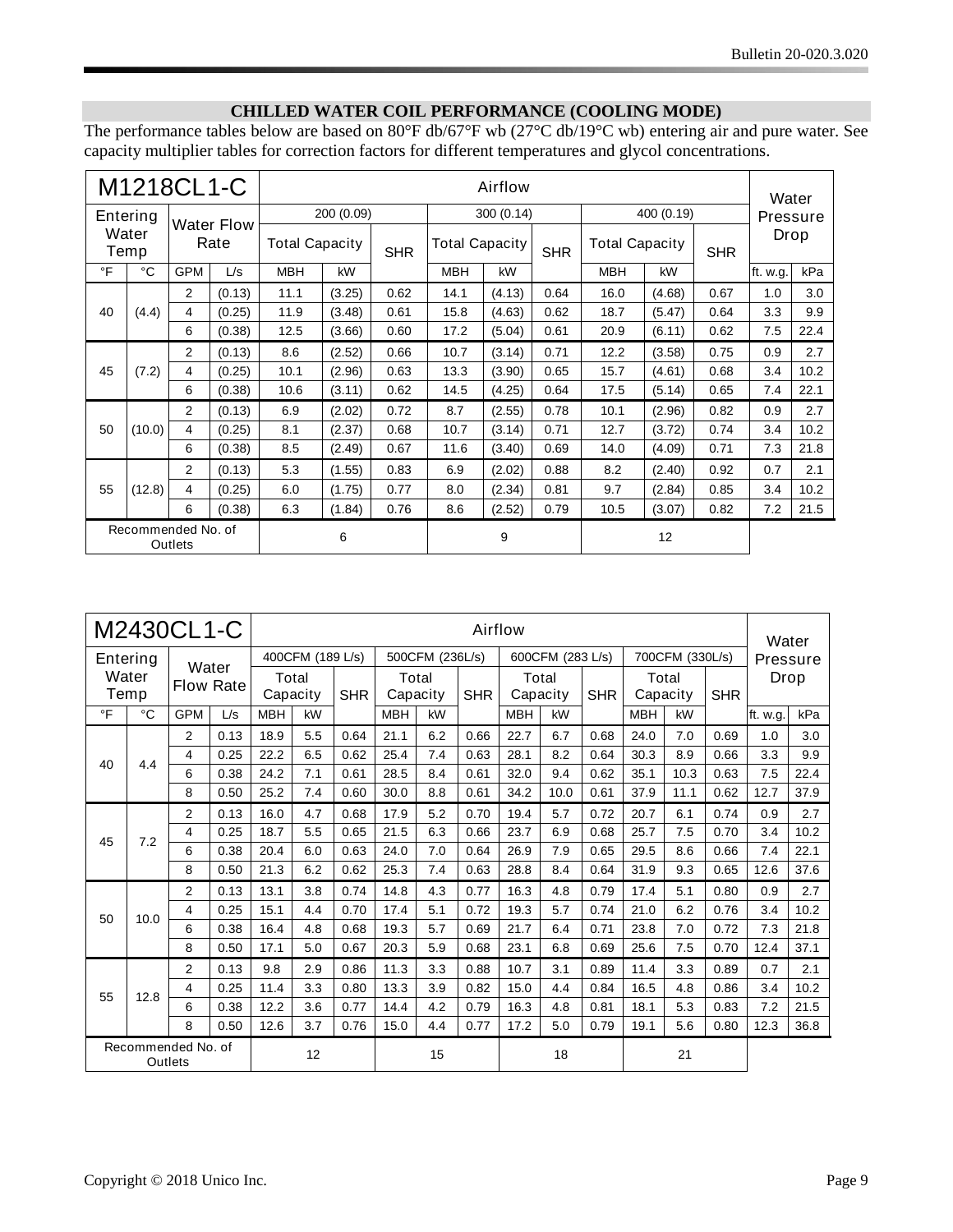## CHILLED WATER COIL PERFORMANCE (COOLING MODE)

The performance tables below are based on 80°F db/67°F wb (27°C db/19°C wb) entering air and pure water. See capacity multiplier tables for correction factors for different temperatures and glycol concentrations.

| M1218CL1-C | | | | Airflow | | | | | | | | | Water Pressure Drop | |
|---|---|---|---|---|---|---|---|---|---|---|---|---|---|---|
| Entering Water Temp | | Water Flow Rate | | 200 (0.09) | | | 300 (0.14) | | | 400 (0.19) | | | | |
| | | | | Total Capacity | | SHR | Total Capacity | | SHR | Total Capacity | | SHR | | |
| °F | °C | GPM | L/s | MBH | kW | | MBH | kW | | MBH | kW | | ft. w.g. | kPa |
| 40 | (4.4) | 2 | (0.13) | 11.1 | (3.25) | 0.62 | 14.1 | (4.13) | 0.64 | 16.0 | (4.68) | 0.67 | 1.0 | 3.0 |
| | | 4 | (0.25) | 11.9 | (3.48) | 0.61 | 15.8 | (4.63) | 0.62 | 18.7 | (5.47) | 0.64 | 3.3 | 9.9 |
| | | 6 | (0.38) | 12.5 | (3.66) | 0.60 | 17.2 | (5.04) | 0.61 | 20.9 | (6.11) | 0.62 | 7.5 | 22.4 |
| 45 | (7.2) | 2 | (0.13) | 8.6 | (2.52) | 0.66 | 10.7 | (3.14) | 0.71 | 12.2 | (3.58) | 0.75 | 0.9 | 2.7 |
| | | 4 | (0.25) | 10.1 | (2.96) | 0.63 | 13.3 | (3.90) | 0.65 | 15.7 | (4.61) | 0.68 | 3.4 | 10.2 |
| | | 6 | (0.38) | 10.6 | (3.11) | 0.62 | 14.5 | (4.25) | 0.64 | 17.5 | (5.14) | 0.65 | 7.4 | 22.1 |
| 50 | (10.0) | 2 | (0.13) | 6.9 | (2.02) | 0.72 | 8.7 | (2.55) | 0.78 | 10.1 | (2.96) | 0.82 | 0.9 | 2.7 |
| | | 4 | (0.25) | 8.1 | (2.37) | 0.68 | 10.7 | (3.14) | 0.71 | 12.7 | (3.72) | 0.74 | 3.4 | 10.2 |
| | | 6 | (0.38) | 8.5 | (2.49) | 0.67 | 11.6 | (3.40) | 0.69 | 14.0 | (4.09) | 0.71 | 7.3 | 21.8 |
| 55 | (12.8) | 2 | (0.13) | 5.3 | (1.55) | 0.83 | 6.9 | (2.02) | 0.88 | 8.2 | (2.40) | 0.92 | 0.7 | 2.1 |
| | | 4 | (0.25) | 6.0 | (1.75) | 0.77 | 8.0 | (2.34) | 0.81 | 9.7 | (2.84) | 0.85 | 3.4 | 10.2 |
| | | 6 | (0.38) | 6.3 | (1.84) | 0.76 | 8.6 | (2.52) | 0.79 | 10.5 | (3.07) | 0.82 | 7.2 | 21.5 |
| Recommended No. of Outlets | | | | 6 | | | 9 | | | 12 | | | | |

| M2430CL1-C | | | | Airflow | | | | | | | | | | | | Water Pressure Drop | |
|---|---|---|---|---|---|---|---|---|---|---|---|---|---|---|---|---|---|
| Entering Water Temp | | Water Flow Rate | | 400CFM (189 L/s) | | | 500CFM (236L/s) | | | 600CFM (283 L/s) | | | 700CFM (330L/s) | | | | |
| | | | | Total Capacity | | SHR | Total Capacity | | SHR | Total Capacity | | SHR | Total Capacity | | SHR | | |
| °F | °C | GPM | L/s | MBH | kW | | MBH | kW | | MBH | kW | | MBH | kW | | ft. w.g. | kPa |
| 40 | 4.4 | 2 | 0.13 | 18.9 | 5.5 | 0.64 | 21.1 | 6.2 | 0.66 | 22.7 | 6.7 | 0.68 | 24.0 | 7.0 | 0.69 | 1.0 | 3.0 |
| | | 4 | 0.25 | 22.2 | 6.5 | 0.62 | 25.4 | 7.4 | 0.63 | 28.1 | 8.2 | 0.64 | 30.3 | 8.9 | 0.66 | 3.3 | 9.9 |
| | | 6 | 0.38 | 24.2 | 7.1 | 0.61 | 28.5 | 8.4 | 0.61 | 32.0 | 9.4 | 0.62 | 35.1 | 10.3 | 0.63 | 7.5 | 22.4 |
| | | 8 | 0.50 | 25.2 | 7.4 | 0.60 | 30.0 | 8.8 | 0.61 | 34.2 | 10.0 | 0.61 | 37.9 | 11.1 | 0.62 | 12.7 | 37.9 |
| 45 | 7.2 | 2 | 0.13 | 16.0 | 4.7 | 0.68 | 17.9 | 5.2 | 0.70 | 19.4 | 5.7 | 0.72 | 20.7 | 6.1 | 0.74 | 0.9 | 2.7 |
| | | 4 | 0.25 | 18.7 | 5.5 | 0.65 | 21.5 | 6.3 | 0.66 | 23.7 | 6.9 | 0.68 | 25.7 | 7.5 | 0.70 | 3.4 | 10.2 |
| | | 6 | 0.38 | 20.4 | 6.0 | 0.63 | 24.0 | 7.0 | 0.64 | 26.9 | 7.9 | 0.65 | 29.5 | 8.6 | 0.66 | 7.4 | 22.1 |
| | | 8 | 0.50 | 21.3 | 6.2 | 0.62 | 25.3 | 7.4 | 0.63 | 28.8 | 8.4 | 0.64 | 31.9 | 9.3 | 0.65 | 12.6 | 37.6 |
| 50 | 10.0 | 2 | 0.13 | 13.1 | 3.8 | 0.74 | 14.8 | 4.3 | 0.77 | 16.3 | 4.8 | 0.79 | 17.4 | 5.1 | 0.80 | 0.9 | 2.7 |
| | | 4 | 0.25 | 15.1 | 4.4 | 0.70 | 17.4 | 5.1 | 0.72 | 19.3 | 5.7 | 0.74 | 21.0 | 6.2 | 0.76 | 3.4 | 10.2 |
| | | 6 | 0.38 | 16.4 | 4.8 | 0.68 | 19.3 | 5.7 | 0.69 | 21.7 | 6.4 | 0.71 | 23.8 | 7.0 | 0.72 | 7.3 | 21.8 |
| | | 8 | 0.50 | 17.1 | 5.0 | 0.67 | 20.3 | 5.9 | 0.68 | 23.1 | 6.8 | 0.69 | 25.6 | 7.5 | 0.70 | 12.4 | 37.1 |
| 55 | 12.8 | 2 | 0.13 | 9.8 | 2.9 | 0.86 | 11.3 | 3.3 | 0.88 | 10.7 | 3.1 | 0.89 | 11.4 | 3.3 | 0.89 | 0.7 | 2.1 |
| | | 4 | 0.25 | 11.4 | 3.3 | 0.80 | 13.3 | 3.9 | 0.82 | 15.0 | 4.4 | 0.84 | 16.5 | 4.8 | 0.86 | 3.4 | 10.2 |
| | | 6 | 0.38 | 12.2 | 3.6 | 0.77 | 14.4 | 4.2 | 0.79 | 16.3 | 4.8 | 0.81 | 18.1 | 5.3 | 0.83 | 7.2 | 21.5 |
| | | 8 | 0.50 | 12.6 | 3.7 | 0.76 | 15.0 | 4.4 | 0.77 | 17.2 | 5.0 | 0.79 | 19.1 | 5.6 | 0.80 | 12.3 | 36.8 |
| Recommended No. of Outlets | | | | 12 | | | 15 | | | 18 | | | 21 | | | | |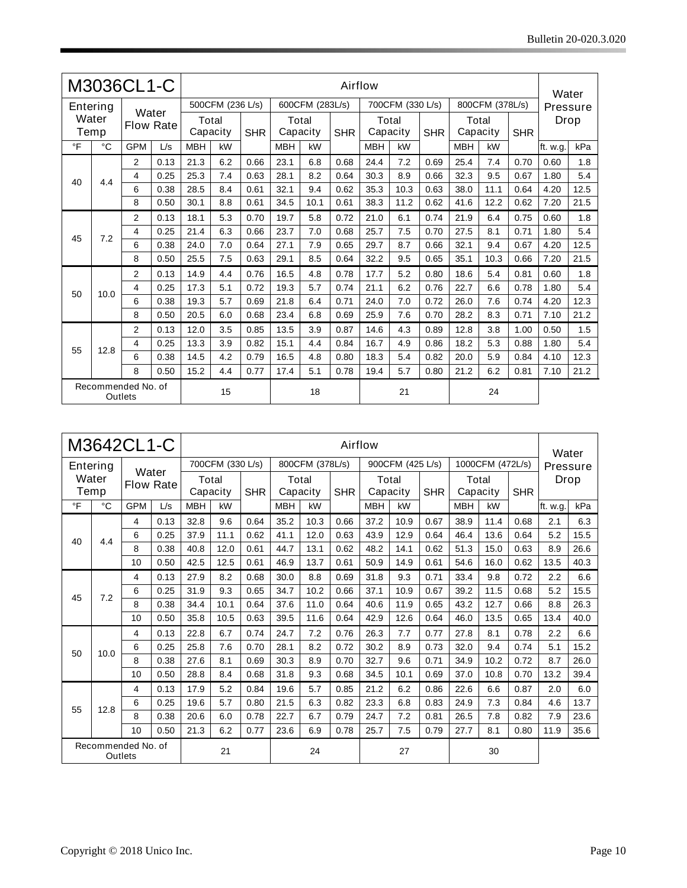| M3036CL1-C | | | | Airflow | | | | | | | | | | | | | | Water Pressure Drop | |
|---|---|---|---|---|---|---|---|---|---|---|---|---|---|---|---|---|---|---|---|
| Entering Water Temp | | Water Flow Rate | | 500CFM (236 L/s) | | | 600CFM (283L/s) | | | 700CFM (330 L/s) | | | 800CFM (378L/s) | | | | | | |
| | | | | Total Capacity | | SHR | Total Capacity | | SHR | Total Capacity | | SHR | Total Capacity | | SHR | | | | |
| °F | °C | GPM | L/s | MBH | kW | | MBH | kW | | MBH | kW | | MBH | kW | | | | ft. w.g. | kPa |
| 40 | 4.4 | 2 | 0.13 | 21.3 | 6.2 | 0.66 | 23.1 | 6.8 | 0.68 | 24.4 | 7.2 | 0.69 | 25.4 | 7.4 | 0.70 | | | 0.60 | 1.8 |
| | | 4 | 0.25 | 25.3 | 7.4 | 0.63 | 28.1 | 8.2 | 0.64 | 30.3 | 8.9 | 0.66 | 32.3 | 9.5 | 0.67 | | | 1.80 | 5.4 |
| | | 6 | 0.38 | 28.5 | 8.4 | 0.61 | 32.1 | 9.4 | 0.62 | 35.3 | 10.3 | 0.63 | 38.0 | 11.1 | 0.64 | | | 4.20 | 12.5 |
| | | 8 | 0.50 | 30.1 | 8.8 | 0.61 | 34.5 | 10.1 | 0.61 | 38.3 | 11.2 | 0.62 | 41.6 | 12.2 | 0.62 | | | 7.20 | 21.5 |
| 45 | 7.2 | 2 | 0.13 | 18.1 | 5.3 | 0.70 | 19.7 | 5.8 | 0.72 | 21.0 | 6.1 | 0.74 | 21.9 | 6.4 | 0.75 | | | 0.60 | 1.8 |
| | | 4 | 0.25 | 21.4 | 6.3 | 0.66 | 23.7 | 7.0 | 0.68 | 25.7 | 7.5 | 0.70 | 27.5 | 8.1 | 0.71 | | | 1.80 | 5.4 |
| | | 6 | 0.38 | 24.0 | 7.0 | 0.64 | 27.1 | 7.9 | 0.65 | 29.7 | 8.7 | 0.66 | 32.1 | 9.4 | 0.67 | | | 4.20 | 12.5 |
| | | 8 | 0.50 | 25.5 | 7.5 | 0.63 | 29.1 | 8.5 | 0.64 | 32.2 | 9.5 | 0.65 | 35.1 | 10.3 | 0.66 | | | 7.20 | 21.5 |
| 50 | 10.0 | 2 | 0.13 | 14.9 | 4.4 | 0.76 | 16.5 | 4.8 | 0.78 | 17.7 | 5.2 | 0.80 | 18.6 | 5.4 | 0.81 | | | 0.60 | 1.8 |
| | | 4 | 0.25 | 17.3 | 5.1 | 0.72 | 19.3 | 5.7 | 0.74 | 21.1 | 6.2 | 0.76 | 22.7 | 6.6 | 0.78 | | | 1.80 | 5.4 |
| | | 6 | 0.38 | 19.3 | 5.7 | 0.69 | 21.8 | 6.4 | 0.71 | 24.0 | 7.0 | 0.72 | 26.0 | 7.6 | 0.74 | | | 4.20 | 12.3 |
| | | 8 | 0.50 | 20.5 | 6.0 | 0.68 | 23.4 | 6.8 | 0.69 | 25.9 | 7.6 | 0.70 | 28.2 | 8.3 | 0.71 | | | 7.10 | 21.2 |
| 55 | 12.8 | 2 | 0.13 | 12.0 | 3.5 | 0.85 | 13.5 | 3.9 | 0.87 | 14.6 | 4.3 | 0.89 | 12.8 | 3.8 | 1.00 | | | 0.50 | 1.5 |
| | | 4 | 0.25 | 13.3 | 3.9 | 0.82 | 15.1 | 4.4 | 0.84 | 16.7 | 4.9 | 0.86 | 18.2 | 5.3 | 0.88 | | | 1.80 | 5.4 |
| | | 6 | 0.38 | 14.5 | 4.2 | 0.79 | 16.5 | 4.8 | 0.80 | 18.3 | 5.4 | 0.82 | 20.0 | 5.9 | 0.84 | | | 4.10 | 12.3 |
| | | 8 | 0.50 | 15.2 | 4.4 | 0.77 | 17.4 | 5.1 | 0.78 | 19.4 | 5.7 | 0.80 | 21.2 | 6.2 | 0.81 | | | 7.10 | 21.2 |
| Recommended No. of Outlets | | | | 15 | | | 18 | | | 21 | | | 24 | | | | | | |

| M3642CL1-C | | | | Airflow | | | | | | | | | | | | | | Water Pressure Drop | |
|---|---|---|---|---|---|---|---|---|---|---|---|---|---|---|---|---|---|---|---|
| Entering Water Temp | | Water Flow Rate | | 700CFM (330 L/s) | | | 800CFM (378L/s) | | | 900CFM (425 L/s) | | | 1000CFM (472L/s) | | | | | | |
| | | | | Total Capacity | | SHR | Total Capacity | | SHR | Total Capacity | | SHR | Total Capacity | | SHR | | | | |
| °F | °C | GPM | L/s | MBH | kW | | MBH | kW | | MBH | kW | | MBH | kW | | | | ft. w.g. | kPa |
| 40 | 4.4 | 4 | 0.13 | 32.8 | 9.6 | 0.64 | 35.2 | 10.3 | 0.66 | 37.2 | 10.9 | 0.67 | 38.9 | 11.4 | 0.68 | | | 2.1 | 6.3 |
| | | 6 | 0.25 | 37.9 | 11.1 | 0.62 | 41.1 | 12.0 | 0.63 | 43.9 | 12.9 | 0.64 | 46.4 | 13.6 | 0.64 | | | 5.2 | 15.5 |
| | | 8 | 0.38 | 40.8 | 12.0 | 0.61 | 44.7 | 13.1 | 0.62 | 48.2 | 14.1 | 0.62 | 51.3 | 15.0 | 0.63 | | | 8.9 | 26.6 |
| | | 10 | 0.50 | 42.5 | 12.5 | 0.61 | 46.9 | 13.7 | 0.61 | 50.9 | 14.9 | 0.61 | 54.6 | 16.0 | 0.62 | | | 13.5 | 40.3 |
| 45 | 7.2 | 4 | 0.13 | 27.9 | 8.2 | 0.68 | 30.0 | 8.8 | 0.69 | 31.8 | 9.3 | 0.71 | 33.4 | 9.8 | 0.72 | | | 2.2 | 6.6 |
| | | 6 | 0.25 | 31.9 | 9.3 | 0.65 | 34.7 | 10.2 | 0.66 | 37.1 | 10.9 | 0.67 | 39.2 | 11.5 | 0.68 | | | 5.2 | 15.5 |
| | | 8 | 0.38 | 34.4 | 10.1 | 0.64 | 37.6 | 11.0 | 0.64 | 40.6 | 11.9 | 0.65 | 43.2 | 12.7 | 0.66 | | | 8.8 | 26.3 |
| | | 10 | 0.50 | 35.8 | 10.5 | 0.63 | 39.5 | 11.6 | 0.64 | 42.9 | 12.6 | 0.64 | 46.0 | 13.5 | 0.65 | | | 13.4 | 40.0 |
| 50 | 10.0 | 4 | 0.13 | 22.8 | 6.7 | 0.74 | 24.7 | 7.2 | 0.76 | 26.3 | 7.7 | 0.77 | 27.8 | 8.1 | 0.78 | | | 2.2 | 6.6 |
| | | 6 | 0.25 | 25.8 | 7.6 | 0.70 | 28.1 | 8.2 | 0.72 | 30.2 | 8.9 | 0.73 | 32.0 | 9.4 | 0.74 | | | 5.1 | 15.2 |
| | | 8 | 0.38 | 27.6 | 8.1 | 0.69 | 30.3 | 8.9 | 0.70 | 32.7 | 9.6 | 0.71 | 34.9 | 10.2 | 0.72 | | | 8.7 | 26.0 |
| | | 10 | 0.50 | 28.8 | 8.4 | 0.68 | 31.8 | 9.3 | 0.68 | 34.5 | 10.1 | 0.69 | 37.0 | 10.8 | 0.70 | | | 13.2 | 39.4 |
| 55 | 12.8 | 4 | 0.13 | 17.9 | 5.2 | 0.84 | 19.6 | 5.7 | 0.85 | 21.2 | 6.2 | 0.86 | 22.6 | 6.6 | 0.87 | | | 2.0 | 6.0 |
| | | 6 | 0.25 | 19.6 | 5.7 | 0.80 | 21.5 | 6.3 | 0.82 | 23.3 | 6.8 | 0.83 | 24.9 | 7.3 | 0.84 | | | 4.6 | 13.7 |
| | | 8 | 0.38 | 20.6 | 6.0 | 0.78 | 22.7 | 6.7 | 0.79 | 24.7 | 7.2 | 0.81 | 26.5 | 7.8 | 0.82 | | | 7.9 | 23.6 |
| | | 10 | 0.50 | 21.3 | 6.2 | 0.77 | 23.6 | 6.9 | 0.78 | 25.7 | 7.5 | 0.79 | 27.7 | 8.1 | 0.80 | | | 11.9 | 35.6 |
| Recommended No. of Outlets | | | | 21 | | | 24 | | | 27 | | | 30 | | | | | | |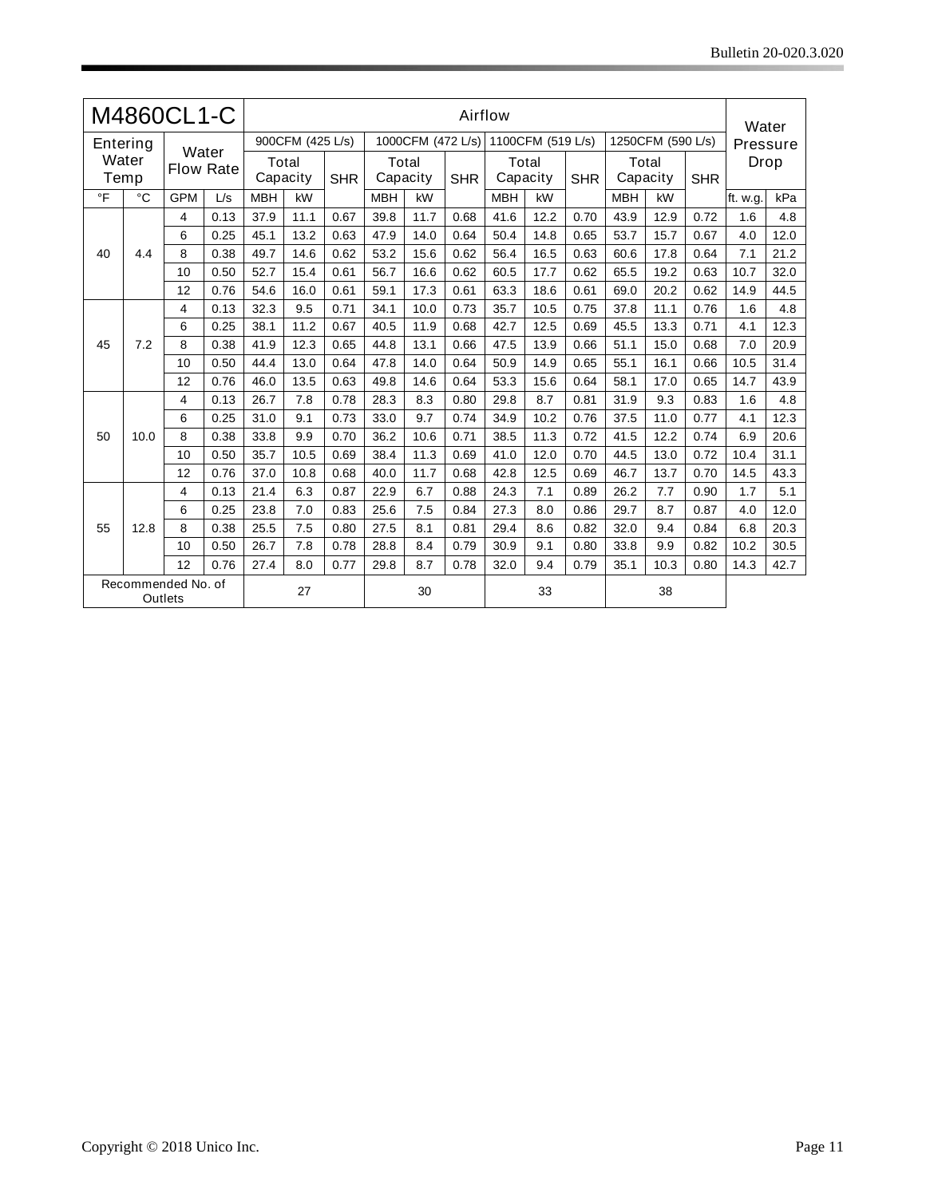| M4860CL1-C | | | | Airflow | | | | | | | | | | | | Water Pressure Drop | |
|---|---|---|---|---|---|---|---|---|---|---|---|---|---|---|---|---|---|
| Entering Water Temp | | Water Flow Rate | | 900CFM (425 L/s) | | | 1000CFM (472 L/s) | | | 1100CFM (519 L/s) | | | 1250CFM (590 L/s) | | | | |
| | | | | Total Capacity | | SHR | Total Capacity | | SHR | Total Capacity | | SHR | Total Capacity | | SHR | | |
| °F | °C | GPM | L/s | MBH | kW | | MBH | kW | | MBH | kW | | MBH | kW | | ft. w.g. | kPa |
| 40 | 4.4 | 4 | 0.13 | 37.9 | 11.1 | 0.67 | 39.8 | 11.7 | 0.68 | 41.6 | 12.2 | 0.70 | 43.9 | 12.9 | 0.72 | 1.6 | 4.8 |
| | | 6 | 0.25 | 45.1 | 13.2 | 0.63 | 47.9 | 14.0 | 0.64 | 50.4 | 14.8 | 0.65 | 53.7 | 15.7 | 0.67 | 4.0 | 12.0 |
| | | 8 | 0.38 | 49.7 | 14.6 | 0.62 | 53.2 | 15.6 | 0.62 | 56.4 | 16.5 | 0.63 | 60.6 | 17.8 | 0.64 | 7.1 | 21.2 |
| | | 10 | 0.50 | 52.7 | 15.4 | 0.61 | 56.7 | 16.6 | 0.62 | 60.5 | 17.7 | 0.62 | 65.5 | 19.2 | 0.63 | 10.7 | 32.0 |
| | | 12 | 0.76 | 54.6 | 16.0 | 0.61 | 59.1 | 17.3 | 0.61 | 63.3 | 18.6 | 0.61 | 69.0 | 20.2 | 0.62 | 14.9 | 44.5 |
| 45 | 7.2 | 4 | 0.13 | 32.3 | 9.5 | 0.71 | 34.1 | 10.0 | 0.73 | 35.7 | 10.5 | 0.75 | 37.8 | 11.1 | 0.76 | 1.6 | 4.8 |
| | | 6 | 0.25 | 38.1 | 11.2 | 0.67 | 40.5 | 11.9 | 0.68 | 42.7 | 12.5 | 0.69 | 45.5 | 13.3 | 0.71 | 4.1 | 12.3 |
| | | 8 | 0.38 | 41.9 | 12.3 | 0.65 | 44.8 | 13.1 | 0.66 | 47.5 | 13.9 | 0.66 | 51.1 | 15.0 | 0.68 | 7.0 | 20.9 |
| | | 10 | 0.50 | 44.4 | 13.0 | 0.64 | 47.8 | 14.0 | 0.64 | 50.9 | 14.9 | 0.65 | 55.1 | 16.1 | 0.66 | 10.5 | 31.4 |
| | | 12 | 0.76 | 46.0 | 13.5 | 0.63 | 49.8 | 14.6 | 0.64 | 53.3 | 15.6 | 0.64 | 58.1 | 17.0 | 0.65 | 14.7 | 43.9 |
| 50 | 10.0 | 4 | 0.13 | 26.7 | 7.8 | 0.78 | 28.3 | 8.3 | 0.80 | 29.8 | 8.7 | 0.81 | 31.9 | 9.3 | 0.83 | 1.6 | 4.8 |
| | | 6 | 0.25 | 31.0 | 9.1 | 0.73 | 33.0 | 9.7 | 0.74 | 34.9 | 10.2 | 0.76 | 37.5 | 11.0 | 0.77 | 4.1 | 12.3 |
| | | 8 | 0.38 | 33.8 | 9.9 | 0.70 | 36.2 | 10.6 | 0.71 | 38.5 | 11.3 | 0.72 | 41.5 | 12.2 | 0.74 | 6.9 | 20.6 |
| | | 10 | 0.50 | 35.7 | 10.5 | 0.69 | 38.4 | 11.3 | 0.69 | 41.0 | 12.0 | 0.70 | 44.5 | 13.0 | 0.72 | 10.4 | 31.1 |
| | | 12 | 0.76 | 37.0 | 10.8 | 0.68 | 40.0 | 11.7 | 0.68 | 42.8 | 12.5 | 0.69 | 46.7 | 13.7 | 0.70 | 14.5 | 43.3 |
| 55 | 12.8 | 4 | 0.13 | 21.4 | 6.3 | 0.87 | 22.9 | 6.7 | 0.88 | 24.3 | 7.1 | 0.89 | 26.2 | 7.7 | 0.90 | 1.7 | 5.1 |
| | | 6 | 0.25 | 23.8 | 7.0 | 0.83 | 25.6 | 7.5 | 0.84 | 27.3 | 8.0 | 0.86 | 29.7 | 8.7 | 0.87 | 4.0 | 12.0 |
| | | 8 | 0.38 | 25.5 | 7.5 | 0.80 | 27.5 | 8.1 | 0.81 | 29.4 | 8.6 | 0.82 | 32.0 | 9.4 | 0.84 | 6.8 | 20.3 |
| | | 10 | 0.50 | 26.7 | 7.8 | 0.78 | 28.8 | 8.4 | 0.79 | 30.9 | 9.1 | 0.80 | 33.8 | 9.9 | 0.82 | 10.2 | 30.5 |
| | | 12 | 0.76 | 27.4 | 8.0 | 0.77 | 29.8 | 8.7 | 0.78 | 32.0 | 9.4 | 0.79 | 35.1 | 10.3 | 0.80 | 14.3 | 42.7 |
| Recommended No. of Outlets | | | | 27 | | | 30 | | | 33 | | | 38 | | | | |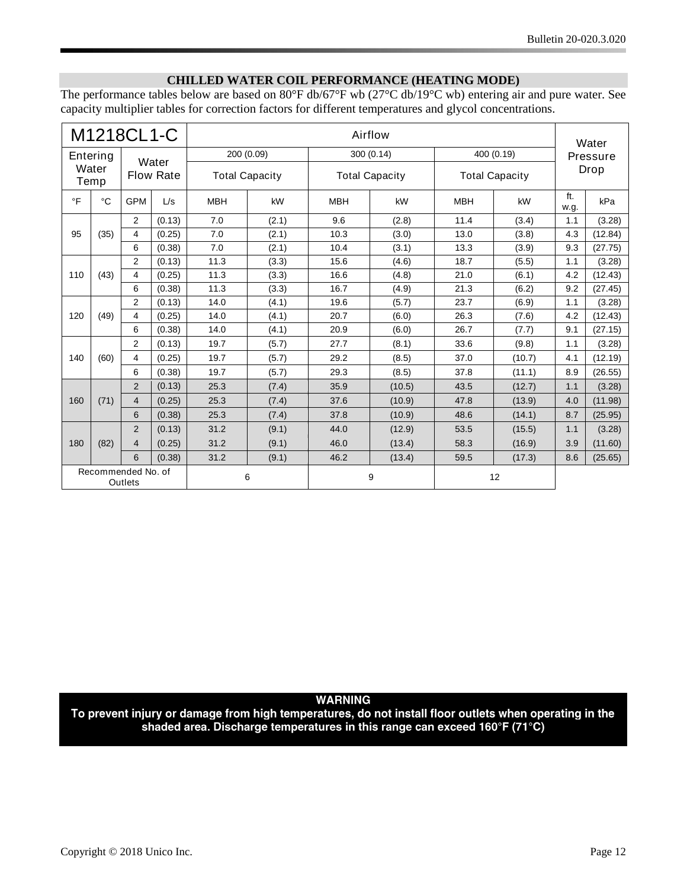## CHILLED WATER COIL PERFORMANCE (HEATING MODE)

The performance tables below are based on 80°F db/67°F wb (27°C db/19°C wb) entering air and pure water. See capacity multiplier tables for correction factors for different temperatures and glycol concentrations.

| M1218CL1-C | | | | Airflow | | | | | | Water Pressure Drop | |
|---|---|---|---|---|---|---|---|---|---|---|---|
| Entering Water Temp | | Water Flow Rate | | 200 (0.09) | | 300 (0.14) | | 400 (0.19) | | | |
| | | | | Total Capacity | | Total Capacity | | Total Capacity | | | |
| °F | °C | GPM | L/s | MBH | kW | MBH | kW | MBH | kW | ft. w.g. | kPa |
| 95 | (35) | 2 | (0.13) | 7.0 | (2.1) | 9.6 | (2.8) | 11.4 | (3.4) | 1.1 | (3.28) |
| | | 4 | (0.25) | 7.0 | (2.1) | 10.3 | (3.0) | 13.0 | (3.8) | 4.3 | (12.84) |
| | | 6 | (0.38) | 7.0 | (2.1) | 10.4 | (3.1) | 13.3 | (3.9) | 9.3 | (27.75) |
| 110 | (43) | 2 | (0.13) | 11.3 | (3.3) | 15.6 | (4.6) | 18.7 | (5.5) | 1.1 | (3.28) |
| | | 4 | (0.25) | 11.3 | (3.3) | 16.6 | (4.8) | 21.0 | (6.1) | 4.2 | (12.43) |
| | | 6 | (0.38) | 11.3 | (3.3) | 16.7 | (4.9) | 21.3 | (6.2) | 9.2 | (27.45) |
| 120 | (49) | 2 | (0.13) | 14.0 | (4.1) | 19.6 | (5.7) | 23.7 | (6.9) | 1.1 | (3.28) |
| | | 4 | (0.25) | 14.0 | (4.1) | 20.7 | (6.0) | 26.3 | (7.6) | 4.2 | (12.43) |
| | | 6 | (0.38) | 14.0 | (4.1) | 20.9 | (6.0) | 26.7 | (7.7) | 9.1 | (27.15) |
| 140 | (60) | 2 | (0.13) | 19.7 | (5.7) | 27.7 | (8.1) | 33.6 | (9.8) | 1.1 | (3.28) |
| | | 4 | (0.25) | 19.7 | (5.7) | 29.2 | (8.5) | 37.0 | (10.7) | 4.1 | (12.19) |
| | | 6 | (0.38) | 19.7 | (5.7) | 29.3 | (8.5) | 37.8 | (11.1) | 8.9 | (26.55) |
| 160 | (71) | 2 | (0.13) | 25.3 | (7.4) | 35.9 | (10.5) | 43.5 | (12.7) | 1.1 | (3.28) |
| | | 4 | (0.25) | 25.3 | (7.4) | 37.6 | (10.9) | 47.8 | (13.9) | 4.0 | (11.98) |
| | | 6 | (0.38) | 25.3 | (7.4) | 37.8 | (10.9) | 48.6 | (14.1) | 8.7 | (25.95) |
| 180 | (82) | 2 | (0.13) | 31.2 | (9.1) | 44.0 | (12.9) | 53.5 | (15.5) | 1.1 | (3.28) |
| | | 4 | (0.25) | 31.2 | (9.1) | 46.0 | (13.4) | 58.3 | (16.9) | 3.9 | (11.60) |
| | | 6 | (0.38) | 31.2 | (9.1) | 46.2 | (13.4) | 59.5 | (17.3) | 8.6 | (25.65) |
| Recommended No. of Outlets | | | | 6 | | 9 | | 12 | | | |

**WARNING**
**To prevent injury or damage from high temperatures, do not install floor outlets when operating in the shaded area. Discharge temperatures in this range can exceed 160°F (71°C)**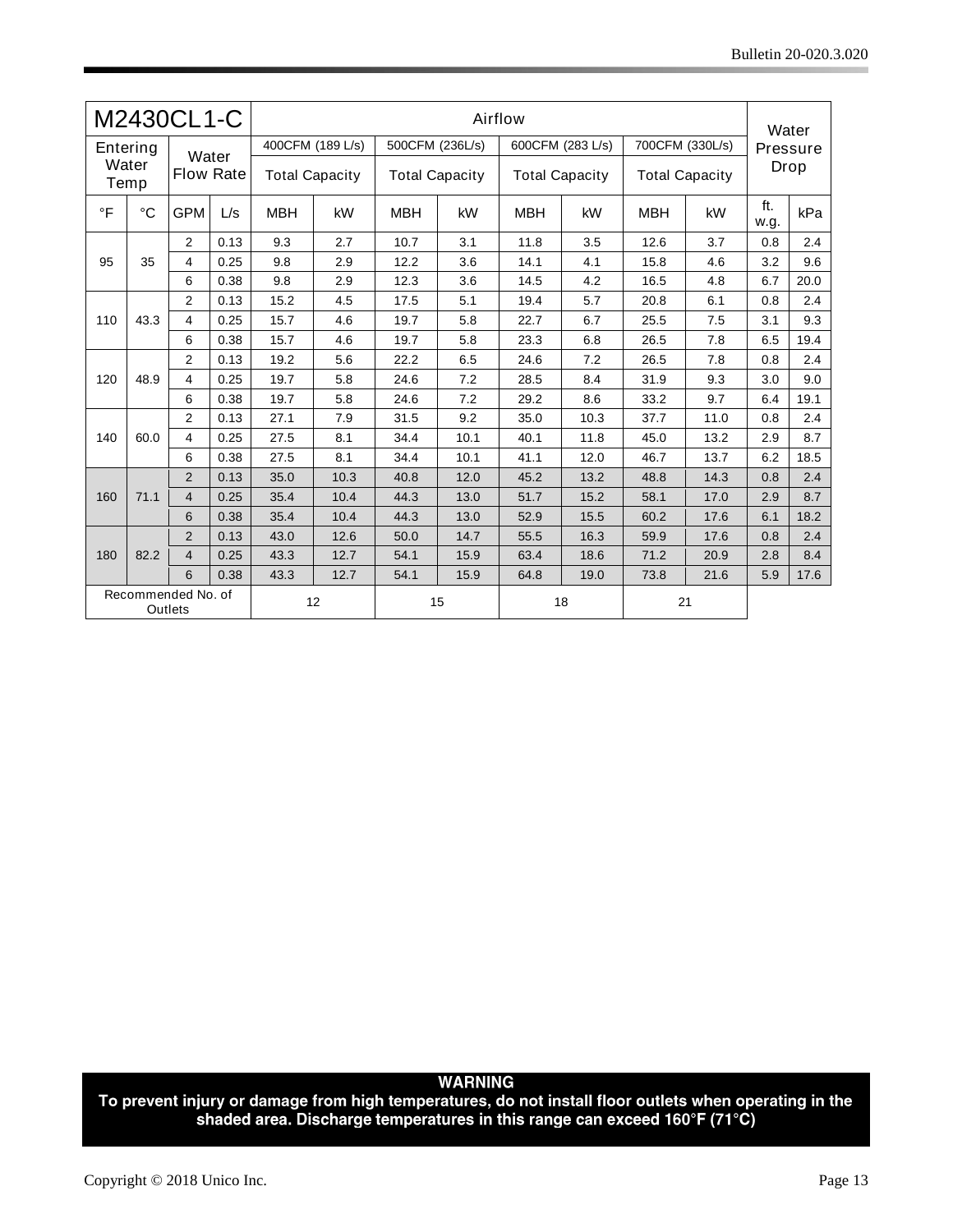| M2430CL1-C | | | | Airflow | | | | | | | | Water Pressure Drop | |
|---|---|---|---|---|---|---|---|---|---|---|---|---|---|
| Entering Water Temp | | Water Flow Rate | | 400CFM (189 L/s) | | 500CFM (236L/s) | | 600CFM (283 L/s) | | 700CFM (330L/s) | | | |
| | | | | Total Capacity | | Total Capacity | | Total Capacity | | Total Capacity | | | |
| °F | °C | GPM | L/s | MBH | kW | MBH | kW | MBH | kW | MBH | kW | ft. w.g. | kPa |
| 95 | 35 | 2 | 0.13 | 9.3 | 2.7 | 10.7 | 3.1 | 11.8 | 3.5 | 12.6 | 3.7 | 0.8 | 2.4 |
| | | 4 | 0.25 | 9.8 | 2.9 | 12.2 | 3.6 | 14.1 | 4.1 | 15.8 | 4.6 | 3.2 | 9.6 |
| | | 6 | 0.38 | 9.8 | 2.9 | 12.3 | 3.6 | 14.5 | 4.2 | 16.5 | 4.8 | 6.7 | 20.0 |
| 110 | 43.3 | 2 | 0.13 | 15.2 | 4.5 | 17.5 | 5.1 | 19.4 | 5.7 | 20.8 | 6.1 | 0.8 | 2.4 |
| | | 4 | 0.25 | 15.7 | 4.6 | 19.7 | 5.8 | 22.7 | 6.7 | 25.5 | 7.5 | 3.1 | 9.3 |
| | | 6 | 0.38 | 15.7 | 4.6 | 19.7 | 5.8 | 23.3 | 6.8 | 26.5 | 7.8 | 6.5 | 19.4 |
| 120 | 48.9 | 2 | 0.13 | 19.2 | 5.6 | 22.2 | 6.5 | 24.6 | 7.2 | 26.5 | 7.8 | 0.8 | 2.4 |
| | | 4 | 0.25 | 19.7 | 5.8 | 24.6 | 7.2 | 28.5 | 8.4 | 31.9 | 9.3 | 3.0 | 9.0 |
| | | 6 | 0.38 | 19.7 | 5.8 | 24.6 | 7.2 | 29.2 | 8.6 | 33.2 | 9.7 | 6.4 | 19.1 |
| 140 | 60.0 | 2 | 0.13 | 27.1 | 7.9 | 31.5 | 9.2 | 35.0 | 10.3 | 37.7 | 11.0 | 0.8 | 2.4 |
| | | 4 | 0.25 | 27.5 | 8.1 | 34.4 | 10.1 | 40.1 | 11.8 | 45.0 | 13.2 | 2.9 | 8.7 |
| | | 6 | 0.38 | 27.5 | 8.1 | 34.4 | 10.1 | 41.1 | 12.0 | 46.7 | 13.7 | 6.2 | 18.5 |
| 160 | 71.1 | 2 | 0.13 | 35.0 | 10.3 | 40.8 | 12.0 | 45.2 | 13.2 | 48.8 | 14.3 | 0.8 | 2.4 |
| | | 4 | 0.25 | 35.4 | 10.4 | 44.3 | 13.0 | 51.7 | 15.2 | 58.1 | 17.0 | 2.9 | 8.7 |
| | | 6 | 0.38 | 35.4 | 10.4 | 44.3 | 13.0 | 52.9 | 15.5 | 60.2 | 17.6 | 6.1 | 18.2 |
| 180 | 82.2 | 2 | 0.13 | 43.0 | 12.6 | 50.0 | 14.7 | 55.5 | 16.3 | 59.9 | 17.6 | 0.8 | 2.4 |
| | | 4 | 0.25 | 43.3 | 12.7 | 54.1 | 15.9 | 63.4 | 18.6 | 71.2 | 20.9 | 2.8 | 8.4 |
| | | 6 | 0.38 | 43.3 | 12.7 | 54.1 | 15.9 | 64.8 | 19.0 | 73.8 | 21.6 | 5.9 | 17.6 |
| Recommended No. of Outlets | | | | 12 | | 15 | | 18 | | 21 | | | |

**WARNING**
**To prevent injury or damage from high temperatures, do not install floor outlets when operating in the shaded area. Discharge temperatures in this range can exceed 160°F (71°C)**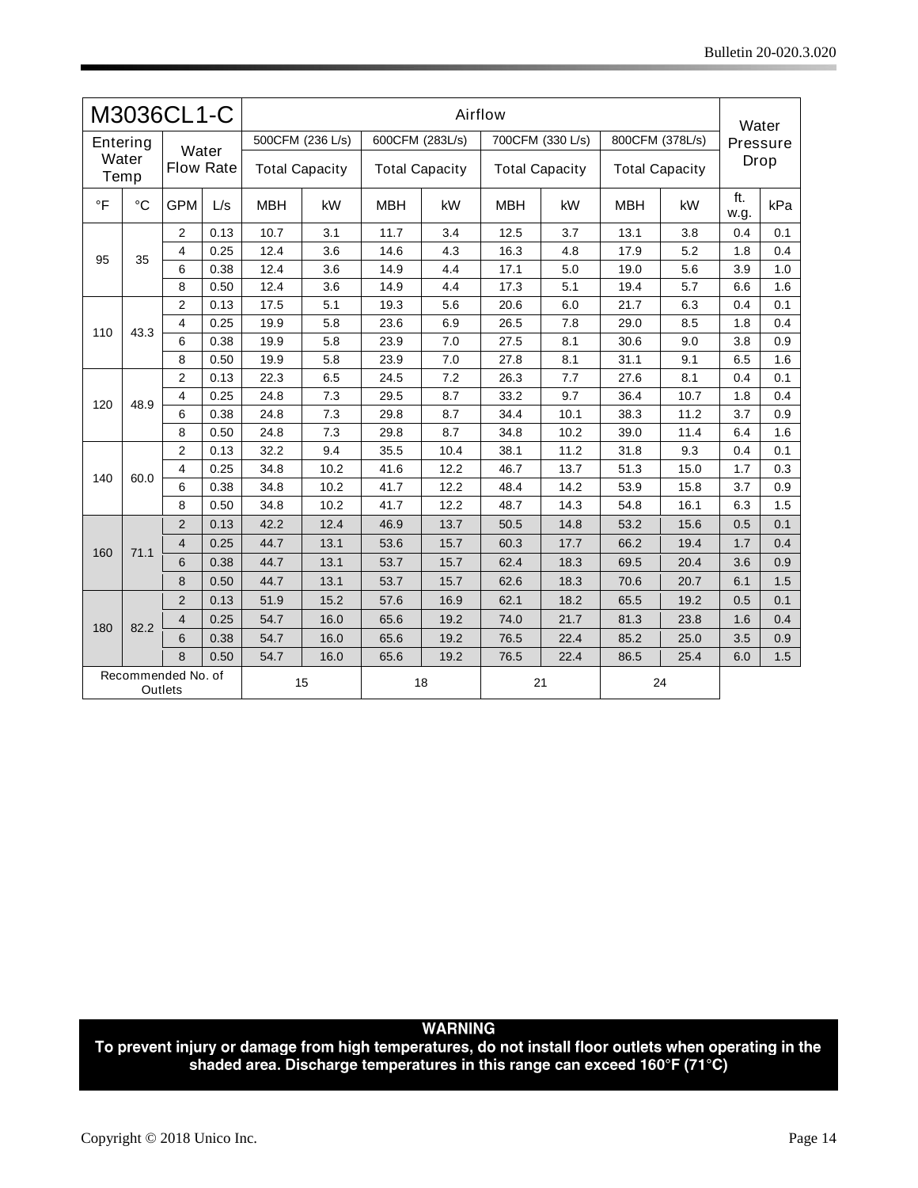| M3036CL1-C | | | | Airflow | | | | | | | | Water Pressure Drop | |
|---|---|---|---|---|---|---|---|---|---|---|---|---|---|
| Entering Water Temp | | Water Flow Rate | | 500CFM (236 L/s) | | 600CFM (283L/s) | | 700CFM (330 L/s) | | 800CFM (378L/s) | | | |
| | | | | Total Capacity | | Total Capacity | | Total Capacity | | Total Capacity | | | |
| °F | °C | GPM | L/s | MBH | kW | MBH | kW | MBH | kW | MBH | kW | ft. w.g. | kPa |
| 95 | 35 | 2 | 0.13 | 10.7 | 3.1 | 11.7 | 3.4 | 12.5 | 3.7 | 13.1 | 3.8 | 0.4 | 0.1 |
| | | 4 | 0.25 | 12.4 | 3.6 | 14.6 | 4.3 | 16.3 | 4.8 | 17.9 | 5.2 | 1.8 | 0.4 |
| | | 6 | 0.38 | 12.4 | 3.6 | 14.9 | 4.4 | 17.1 | 5.0 | 19.0 | 5.6 | 3.9 | 1.0 |
| | | 8 | 0.50 | 12.4 | 3.6 | 14.9 | 4.4 | 17.3 | 5.1 | 19.4 | 5.7 | 6.6 | 1.6 |
| 110 | 43.3 | 2 | 0.13 | 17.5 | 5.1 | 19.3 | 5.6 | 20.6 | 6.0 | 21.7 | 6.3 | 0.4 | 0.1 |
| | | 4 | 0.25 | 19.9 | 5.8 | 23.6 | 6.9 | 26.5 | 7.8 | 29.0 | 8.5 | 1.8 | 0.4 |
| | | 6 | 0.38 | 19.9 | 5.8 | 23.9 | 7.0 | 27.5 | 8.1 | 30.6 | 9.0 | 3.8 | 0.9 |
| | | 8 | 0.50 | 19.9 | 5.8 | 23.9 | 7.0 | 27.8 | 8.1 | 31.1 | 9.1 | 6.5 | 1.6 |
| 120 | 48.9 | 2 | 0.13 | 22.3 | 6.5 | 24.5 | 7.2 | 26.3 | 7.7 | 27.6 | 8.1 | 0.4 | 0.1 |
| | | 4 | 0.25 | 24.8 | 7.3 | 29.5 | 8.7 | 33.2 | 9.7 | 36.4 | 10.7 | 1.8 | 0.4 |
| | | 6 | 0.38 | 24.8 | 7.3 | 29.8 | 8.7 | 34.4 | 10.1 | 38.3 | 11.2 | 3.7 | 0.9 |
| | | 8 | 0.50 | 24.8 | 7.3 | 29.8 | 8.7 | 34.8 | 10.2 | 39.0 | 11.4 | 6.4 | 1.6 |
| 140 | 60.0 | 2 | 0.13 | 32.2 | 9.4 | 35.5 | 10.4 | 38.1 | 11.2 | 31.8 | 9.3 | 0.4 | 0.1 |
| | | 4 | 0.25 | 34.8 | 10.2 | 41.6 | 12.2 | 46.7 | 13.7 | 51.3 | 15.0 | 1.7 | 0.3 |
| | | 6 | 0.38 | 34.8 | 10.2 | 41.7 | 12.2 | 48.4 | 14.2 | 53.9 | 15.8 | 3.7 | 0.9 |
| | | 8 | 0.50 | 34.8 | 10.2 | 41.7 | 12.2 | 48.7 | 14.3 | 54.8 | 16.1 | 6.3 | 1.5 |
| 160 | 71.1 | 2 | 0.13 | 42.2 | 12.4 | 46.9 | 13.7 | 50.5 | 14.8 | 53.2 | 15.6 | 0.5 | 0.1 |
| | | 4 | 0.25 | 44.7 | 13.1 | 53.6 | 15.7 | 60.3 | 17.7 | 66.2 | 19.4 | 1.7 | 0.4 |
| | | 6 | 0.38 | 44.7 | 13.1 | 53.7 | 15.7 | 62.4 | 18.3 | 69.5 | 20.4 | 3.6 | 0.9 |
| | | 8 | 0.50 | 44.7 | 13.1 | 53.7 | 15.7 | 62.6 | 18.3 | 70.6 | 20.7 | 6.1 | 1.5 |
| 180 | 82.2 | 2 | 0.13 | 51.9 | 15.2 | 57.6 | 16.9 | 62.1 | 18.2 | 65.5 | 19.2 | 0.5 | 0.1 |
| | | 4 | 0.25 | 54.7 | 16.0 | 65.6 | 19.2 | 74.0 | 21.7 | 81.3 | 23.8 | 1.6 | 0.4 |
| | | 6 | 0.38 | 54.7 | 16.0 | 65.6 | 19.2 | 76.5 | 22.4 | 85.2 | 25.0 | 3.5 | 0.9 |
| | | 8 | 0.50 | 54.7 | 16.0 | 65.6 | 19.2 | 76.5 | 22.4 | 86.5 | 25.4 | 6.0 | 1.5 |
| Recommended No. of Outlets | | | | 15 | | 18 | | 21 | | 24 | | | |

**WARNING**
**To prevent injury or damage from high temperatures, do not install floor outlets when operating in the shaded area. Discharge temperatures in this range can exceed 160°F (71°C)**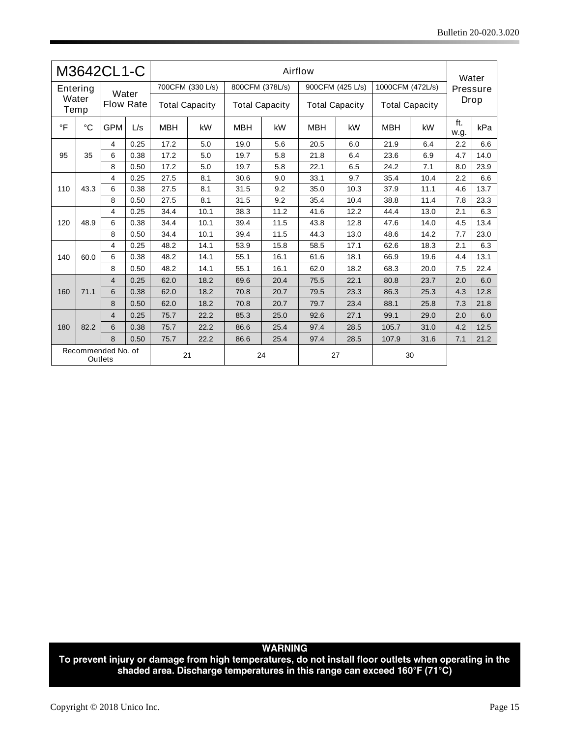| M3642CL1-C | | | | Airflow | | | | | | | | Water Pressure Drop | |
|---|---|---|---|---|---|---|---|---|---|---|---|---|---|
| Entering Water Temp | | Water Flow Rate | | 700CFM (330 L/s) | | 800CFM (378L/s) | | 900CFM (425 L/s) | | 1000CFM (472L/s) | | | |
| | | | | Total Capacity | | Total Capacity | | Total Capacity | | Total Capacity | | | |
| °F | °C | GPM | L/s | MBH | kW | MBH | kW | MBH | kW | MBH | kW | ft. w.g. | kPa |
| 95 | 35 | 4 | 0.25 | 17.2 | 5.0 | 19.0 | 5.6 | 20.5 | 6.0 | 21.9 | 6.4 | 2.2 | 6.6 |
| | | 6 | 0.38 | 17.2 | 5.0 | 19.7 | 5.8 | 21.8 | 6.4 | 23.6 | 6.9 | 4.7 | 14.0 |
| | | 8 | 0.50 | 17.2 | 5.0 | 19.7 | 5.8 | 22.1 | 6.5 | 24.2 | 7.1 | 8.0 | 23.9 |
| 110 | 43.3 | 4 | 0.25 | 27.5 | 8.1 | 30.6 | 9.0 | 33.1 | 9.7 | 35.4 | 10.4 | 2.2 | 6.6 |
| | | 6 | 0.38 | 27.5 | 8.1 | 31.5 | 9.2 | 35.0 | 10.3 | 37.9 | 11.1 | 4.6 | 13.7 |
| | | 8 | 0.50 | 27.5 | 8.1 | 31.5 | 9.2 | 35.4 | 10.4 | 38.8 | 11.4 | 7.8 | 23.3 |
| 120 | 48.9 | 4 | 0.25 | 34.4 | 10.1 | 38.3 | 11.2 | 41.6 | 12.2 | 44.4 | 13.0 | 2.1 | 6.3 |
| | | 6 | 0.38 | 34.4 | 10.1 | 39.4 | 11.5 | 43.8 | 12.8 | 47.6 | 14.0 | 4.5 | 13.4 |
| | | 8 | 0.50 | 34.4 | 10.1 | 39.4 | 11.5 | 44.3 | 13.0 | 48.6 | 14.2 | 7.7 | 23.0 |
| 140 | 60.0 | 4 | 0.25 | 48.2 | 14.1 | 53.9 | 15.8 | 58.5 | 17.1 | 62.6 | 18.3 | 2.1 | 6.3 |
| | | 6 | 0.38 | 48.2 | 14.1 | 55.1 | 16.1 | 61.6 | 18.1 | 66.9 | 19.6 | 4.4 | 13.1 |
| | | 8 | 0.50 | 48.2 | 14.1 | 55.1 | 16.1 | 62.0 | 18.2 | 68.3 | 20.0 | 7.5 | 22.4 |
| 160 | 71.1 | 4 | 0.25 | 62.0 | 18.2 | 69.6 | 20.4 | 75.5 | 22.1 | 80.8 | 23.7 | 2.0 | 6.0 |
| | | 6 | 0.38 | 62.0 | 18.2 | 70.8 | 20.7 | 79.5 | 23.3 | 86.3 | 25.3 | 4.3 | 12.8 |
| | | 8 | 0.50 | 62.0 | 18.2 | 70.8 | 20.7 | 79.7 | 23.4 | 88.1 | 25.8 | 7.3 | 21.8 |
| 180 | 82.2 | 4 | 0.25 | 75.7 | 22.2 | 85.3 | 25.0 | 92.6 | 27.1 | 99.1 | 29.0 | 2.0 | 6.0 |
| | | 6 | 0.38 | 75.7 | 22.2 | 86.6 | 25.4 | 97.4 | 28.5 | 105.7 | 31.0 | 4.2 | 12.5 |
| | | 8 | 0.50 | 75.7 | 22.2 | 86.6 | 25.4 | 97.4 | 28.5 | 107.9 | 31.6 | 7.1 | 21.2 |
| Recommended No. of Outlets | | | | 21 | | 24 | | 27 | | 30 | | | |

**WARNING**

**To prevent injury or damage from high temperatures, do not install floor outlets when operating in the shaded area. Discharge temperatures in this range can exceed 160°F (71°C)**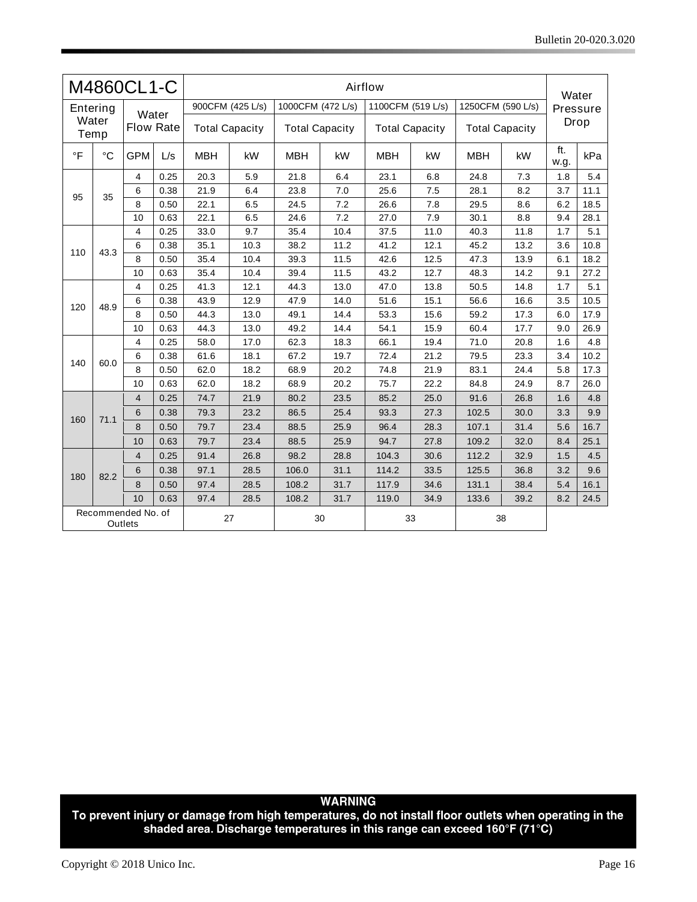| M4860CL1-C | | | | Airflow | | | | | | | | Water Pressure Drop | |
|---|---|---|---|---|---|---|---|---|---|---|---|---|---|
| Entering Water Temp | | Water Flow Rate | | 900CFM (425 L/s) | | 1000CFM (472 L/s) | | 1100CFM (519 L/s) | | 1250CFM (590 L/s) | | | |
| | | | | Total Capacity | | Total Capacity | | Total Capacity | | Total Capacity | | | |
| °F | °C | GPM | L/s | MBH | kW | MBH | kW | MBH | kW | MBH | kW | ft. w.g. | kPa |
| 95 | 35 | 4 | 0.25 | 20.3 | 5.9 | 21.8 | 6.4 | 23.1 | 6.8 | 24.8 | 7.3 | 1.8 | 5.4 |
| | | 6 | 0.38 | 21.9 | 6.4 | 23.8 | 7.0 | 25.6 | 7.5 | 28.1 | 8.2 | 3.7 | 11.1 |
| | | 8 | 0.50 | 22.1 | 6.5 | 24.5 | 7.2 | 26.6 | 7.8 | 29.5 | 8.6 | 6.2 | 18.5 |
| | | 10 | 0.63 | 22.1 | 6.5 | 24.6 | 7.2 | 27.0 | 7.9 | 30.1 | 8.8 | 9.4 | 28.1 |
| 110 | 43.3 | 4 | 0.25 | 33.0 | 9.7 | 35.4 | 10.4 | 37.5 | 11.0 | 40.3 | 11.8 | 1.7 | 5.1 |
| | | 6 | 0.38 | 35.1 | 10.3 | 38.2 | 11.2 | 41.2 | 12.1 | 45.2 | 13.2 | 3.6 | 10.8 |
| | | 8 | 0.50 | 35.4 | 10.4 | 39.3 | 11.5 | 42.6 | 12.5 | 47.3 | 13.9 | 6.1 | 18.2 |
| | | 10 | 0.63 | 35.4 | 10.4 | 39.4 | 11.5 | 43.2 | 12.7 | 48.3 | 14.2 | 9.1 | 27.2 |
| 120 | 48.9 | 4 | 0.25 | 41.3 | 12.1 | 44.3 | 13.0 | 47.0 | 13.8 | 50.5 | 14.8 | 1.7 | 5.1 |
| | | 6 | 0.38 | 43.9 | 12.9 | 47.9 | 14.0 | 51.6 | 15.1 | 56.6 | 16.6 | 3.5 | 10.5 |
| | | 8 | 0.50 | 44.3 | 13.0 | 49.1 | 14.4 | 53.3 | 15.6 | 59.2 | 17.3 | 6.0 | 17.9 |
| | | 10 | 0.63 | 44.3 | 13.0 | 49.2 | 14.4 | 54.1 | 15.9 | 60.4 | 17.7 | 9.0 | 26.9 |
| 140 | 60.0 | 4 | 0.25 | 58.0 | 17.0 | 62.3 | 18.3 | 66.1 | 19.4 | 71.0 | 20.8 | 1.6 | 4.8 |
| | | 6 | 0.38 | 61.6 | 18.1 | 67.2 | 19.7 | 72.4 | 21.2 | 79.5 | 23.3 | 3.4 | 10.2 |
| | | 8 | 0.50 | 62.0 | 18.2 | 68.9 | 20.2 | 74.8 | 21.9 | 83.1 | 24.4 | 5.8 | 17.3 |
| | | 10 | 0.63 | 62.0 | 18.2 | 68.9 | 20.2 | 75.7 | 22.2 | 84.8 | 24.9 | 8.7 | 26.0 |
| 160 | 71.1 | 4 | 0.25 | 74.7 | 21.9 | 80.2 | 23.5 | 85.2 | 25.0 | 91.6 | 26.8 | 1.6 | 4.8 |
| | | 6 | 0.38 | 79.3 | 23.2 | 86.5 | 25.4 | 93.3 | 27.3 | 102.5 | 30.0 | 3.3 | 9.9 |
| | | 8 | 0.50 | 79.7 | 23.4 | 88.5 | 25.9 | 96.4 | 28.3 | 107.1 | 31.4 | 5.6 | 16.7 |
| | | 10 | 0.63 | 79.7 | 23.4 | 88.5 | 25.9 | 94.7 | 27.8 | 109.2 | 32.0 | 8.4 | 25.1 |
| 180 | 82.2 | 4 | 0.25 | 91.4 | 26.8 | 98.2 | 28.8 | 104.3 | 30.6 | 112.2 | 32.9 | 1.5 | 4.5 |
| | | 6 | 0.38 | 97.1 | 28.5 | 106.0 | 31.1 | 114.2 | 33.5 | 125.5 | 36.8 | 3.2 | 9.6 |
| | | 8 | 0.50 | 97.4 | 28.5 | 108.2 | 31.7 | 117.9 | 34.6 | 131.1 | 38.4 | 5.4 | 16.1 |
| | | 10 | 0.63 | 97.4 | 28.5 | 108.2 | 31.7 | 119.0 | 34.9 | 133.6 | 39.2 | 8.2 | 24.5 |
| Recommended No. of Outlets | | | | 27 | | 30 | | 33 | | 38 | | | |

**WARNING**
**To prevent injury or damage from high temperatures, do not install floor outlets when operating in the shaded area. Discharge temperatures in this range can exceed 160°F (71°C)**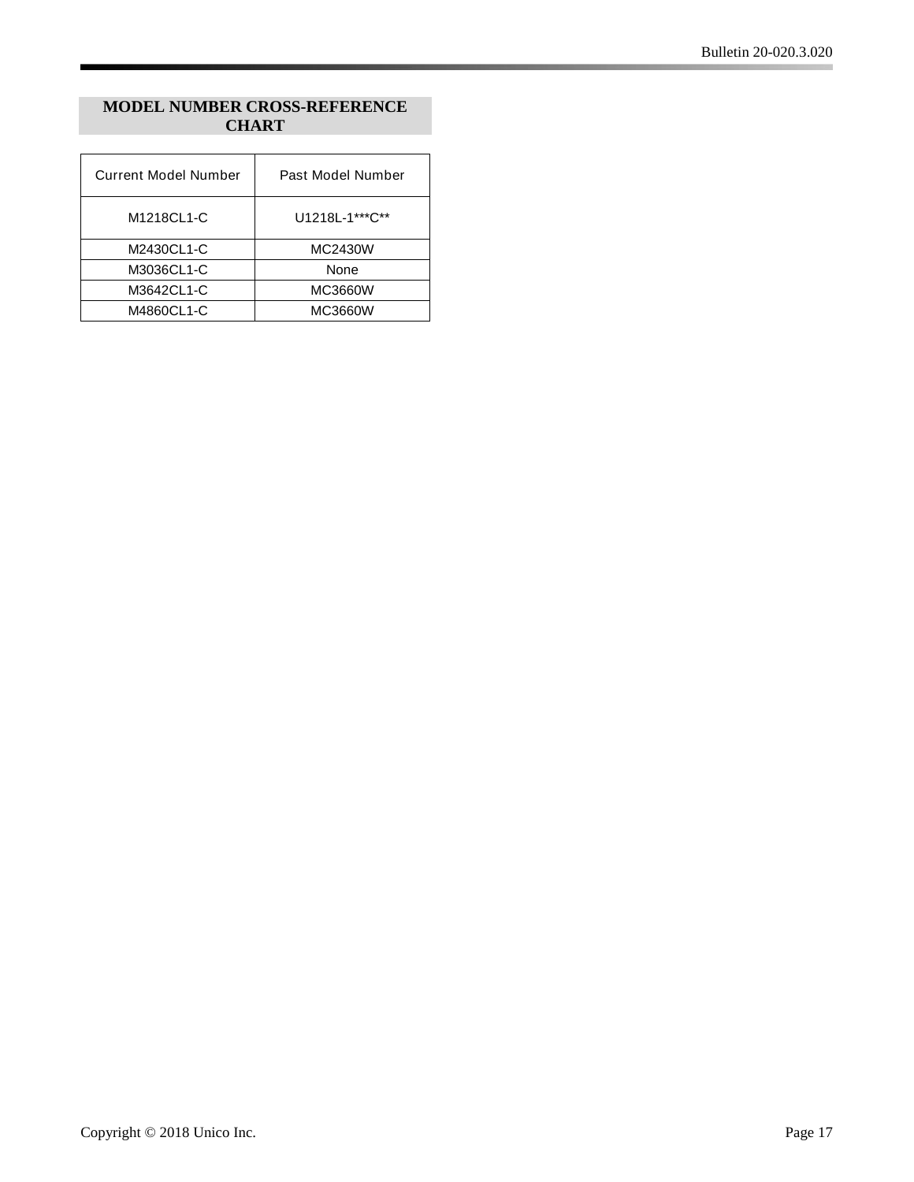## MODEL NUMBER CROSS-REFERENCE CHART

| Current Model Number | Past Model Number |
| --- | --- |
| M1218CL1-C | U1218L-1***C** |
| M2430CL1-C | MC2430W |
| M3036CL1-C | None |
| M3642CL1-C | MC3660W |
| M4860CL1-C | MC3660W |